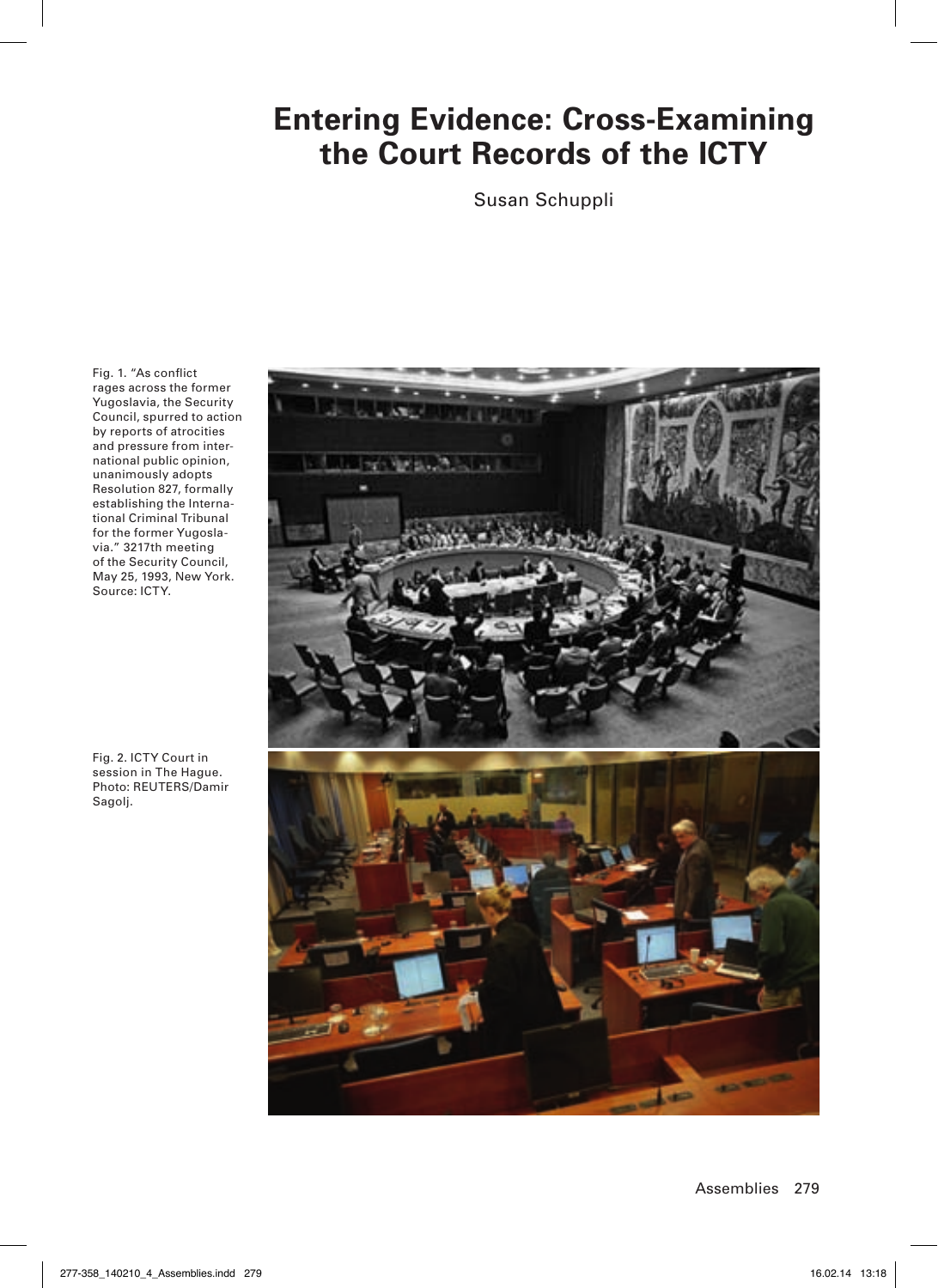# Entering Evidence: Cross-Examining the Court Records of the ICTY

Susan Schuppli

Fig. 1. "As conflict rages across the former Yugoslavia, the Security Council, spurred to action by reports of atrocities and pressure from international public opinion, unanimously adopts Resolution 827, formally establishing the International Criminal Tribunal for the former Yugoslavia." 3217th meeting of the Security Council, May 25, 1993, New York. Source: ICTY.

Fig. 2. ICTY Court in session in The Hague. Photo: REUTERS/Damir Sagolj.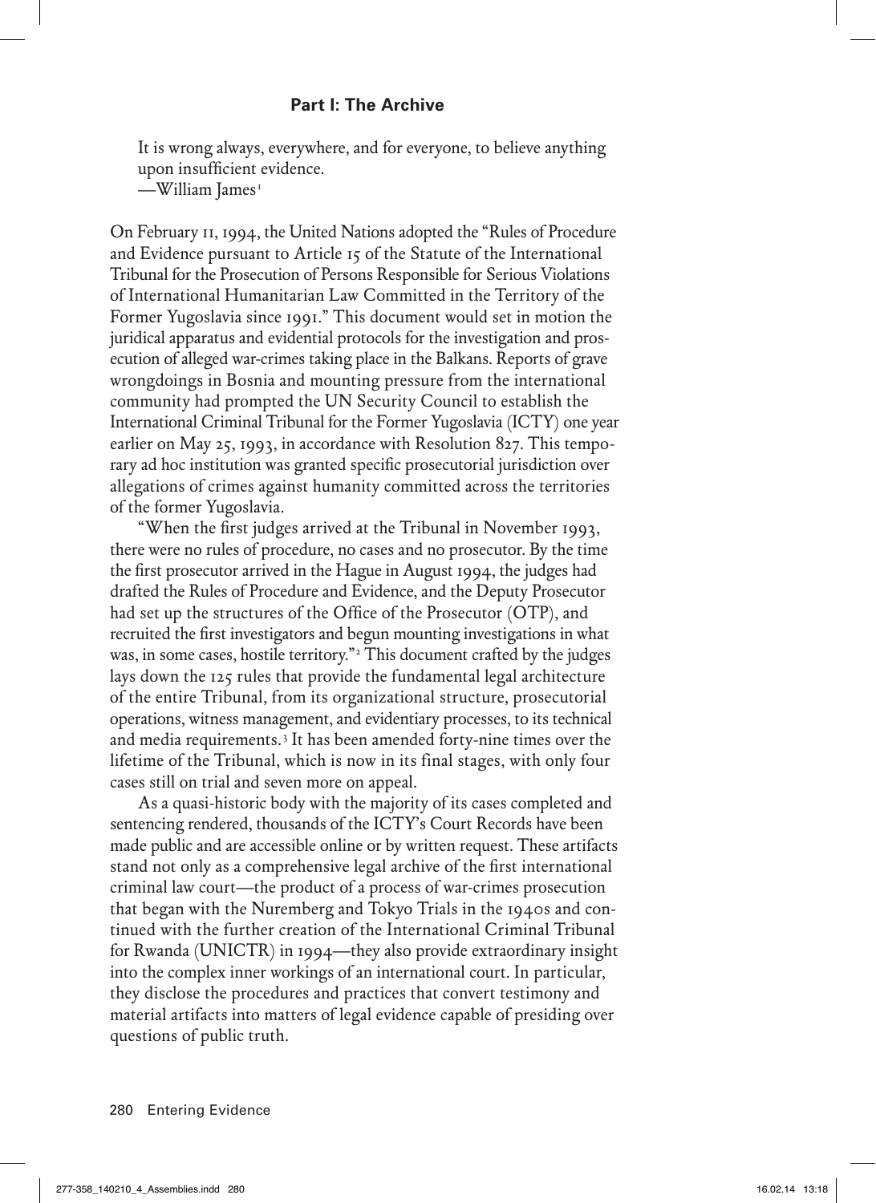## Part I: The Archive

> It is wrong always, everywhere, and for everyone, to believe anything upon insufficient evidence.
> —William James[1]

On February 11, 1994, the United Nations adopted the "Rules of Procedure and Evidence pursuant to Article 15 of the Statute of the International Tribunal for the Prosecution of Persons Responsible for Serious Violations of International Humanitarian Law Committed in the Territory of the Former Yugoslavia since 1991." This document would set in motion the juridical apparatus and evidential protocols for the investigation and prosecution of alleged war-crimes taking place in the Balkans. Reports of grave wrongdoings in Bosnia and mounting pressure from the international community had prompted the UN Security Council to establish the International Criminal Tribunal for the Former Yugoslavia (ICTY) one year earlier on May 25, 1993, in accordance with Resolution 827. This temporary ad hoc institution was granted specific prosecutorial jurisdiction over allegations of crimes against humanity committed across the territories of the former Yugoslavia.

"When the first judges arrived at the Tribunal in November 1993, there were no rules of procedure, no cases and no prosecutor. By the time the first prosecutor arrived in the Hague in August 1994, the judges had drafted the Rules of Procedure and Evidence, and the Deputy Prosecutor had set up the structures of the Office of the Prosecutor (OTP), and recruited the first investigators and begun mounting investigations in what was, in some cases, hostile territory."[2] This document crafted by the judges lays down the 125 rules that provide the fundamental legal architecture of the entire Tribunal, from its organizational structure, prosecutorial operations, witness management, and evidentiary processes, to its technical and media requirements.[3] It has been amended forty-nine times over the lifetime of the Tribunal, which is now in its final stages, with only four cases still on trial and seven more on appeal.

As a quasi-historic body with the majority of its cases completed and sentencing rendered, thousands of the ICTY's Court Records have been made public and are accessible online or by written request. These artifacts stand not only as a comprehensive legal archive of the first international criminal law court—the product of a process of war-crimes prosecution that began with the Nuremberg and Tokyo Trials in the 1940s and continued with the further creation of the International Criminal Tribunal for Rwanda (UNICTR) in 1994—they also provide extraordinary insight into the complex inner workings of an international court. In particular, they disclose the procedures and practices that convert testimony and material artifacts into matters of legal evidence capable of presiding over questions of public truth.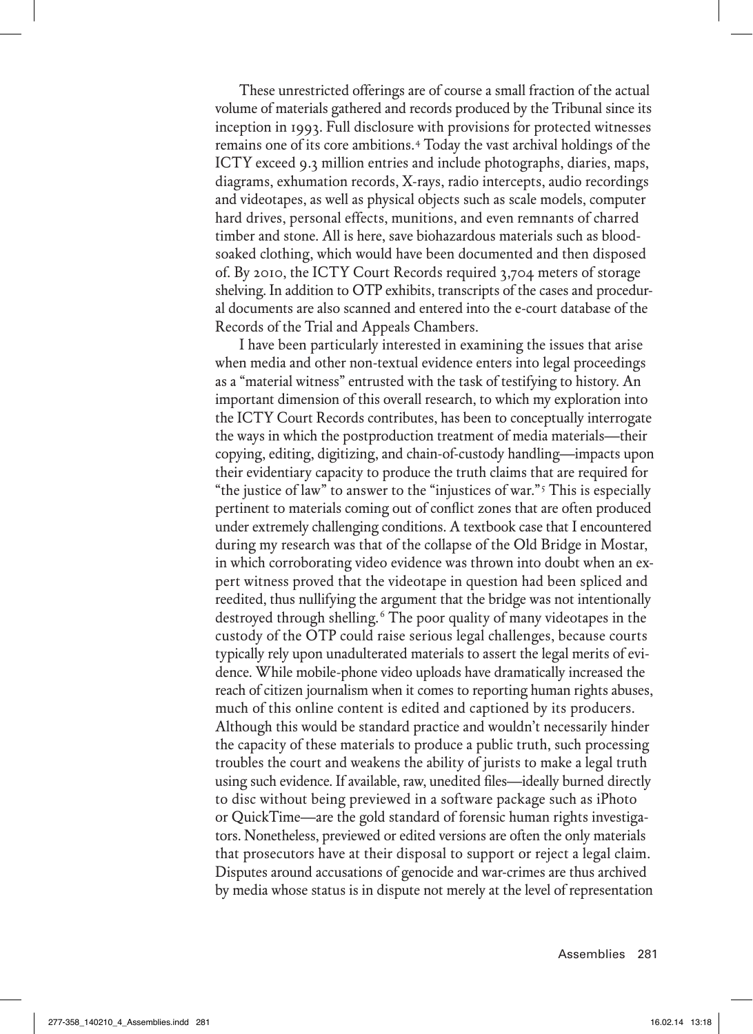These unrestricted offerings are of course a small fraction of the actual volume of materials gathered and records produced by the Tribunal since its inception in 1993. Full disclosure with provisions for protected witnesses remains one of its core ambitions.[4] Today the vast archival holdings of the ICTY exceed 9.3 million entries and include photographs, diaries, maps, diagrams, exhumation records, X-rays, radio intercepts, audio recordings and videotapes, as well as physical objects such as scale models, computer hard drives, personal effects, munitions, and even remnants of charred timber and stone. All is here, save biohazardous materials such as blood-soaked clothing, which would have been documented and then disposed of. By 2010, the ICTY Court Records required 3,704 meters of storage shelving. In addition to OTP exhibits, transcripts of the cases and procedural documents are also scanned and entered into the e-court database of the Records of the Trial and Appeals Chambers.

I have been particularly interested in examining the issues that arise when media and other non-textual evidence enters into legal proceedings as a "material witness" entrusted with the task of testifying to history. An important dimension of this overall research, to which my exploration into the ICTY Court Records contributes, has been to conceptually interrogate the ways in which the postproduction treatment of media materials—their copying, editing, digitizing, and chain-of-custody handling—impacts upon their evidentiary capacity to produce the truth claims that are required for "the justice of law" to answer to the "injustices of war."[5] This is especially pertinent to materials coming out of conflict zones that are often produced under extremely challenging conditions. A textbook case that I encountered during my research was that of the collapse of the Old Bridge in Mostar, in which corroborating video evidence was thrown into doubt when an expert witness proved that the videotape in question had been spliced and reedited, thus nullifying the argument that the bridge was not intentionally destroyed through shelling.[6] The poor quality of many videotapes in the custody of the OTP could raise serious legal challenges, because courts typically rely upon unadulterated materials to assert the legal merits of evidence. While mobile-phone video uploads have dramatically increased the reach of citizen journalism when it comes to reporting human rights abuses, much of this online content is edited and captioned by its producers. Although this would be standard practice and wouldn't necessarily hinder the capacity of these materials to produce a public truth, such processing troubles the court and weakens the ability of jurists to make a legal truth using such evidence. If available, raw, unedited files—ideally burned directly to disc without being previewed in a software package such as iPhoto or QuickTime—are the gold standard of forensic human rights investigators. Nonetheless, previewed or edited versions are often the only materials that prosecutors have at their disposal to support or reject a legal claim. Disputes around accusations of genocide and war-crimes are thus archived by media whose status is in dispute not merely at the level of representation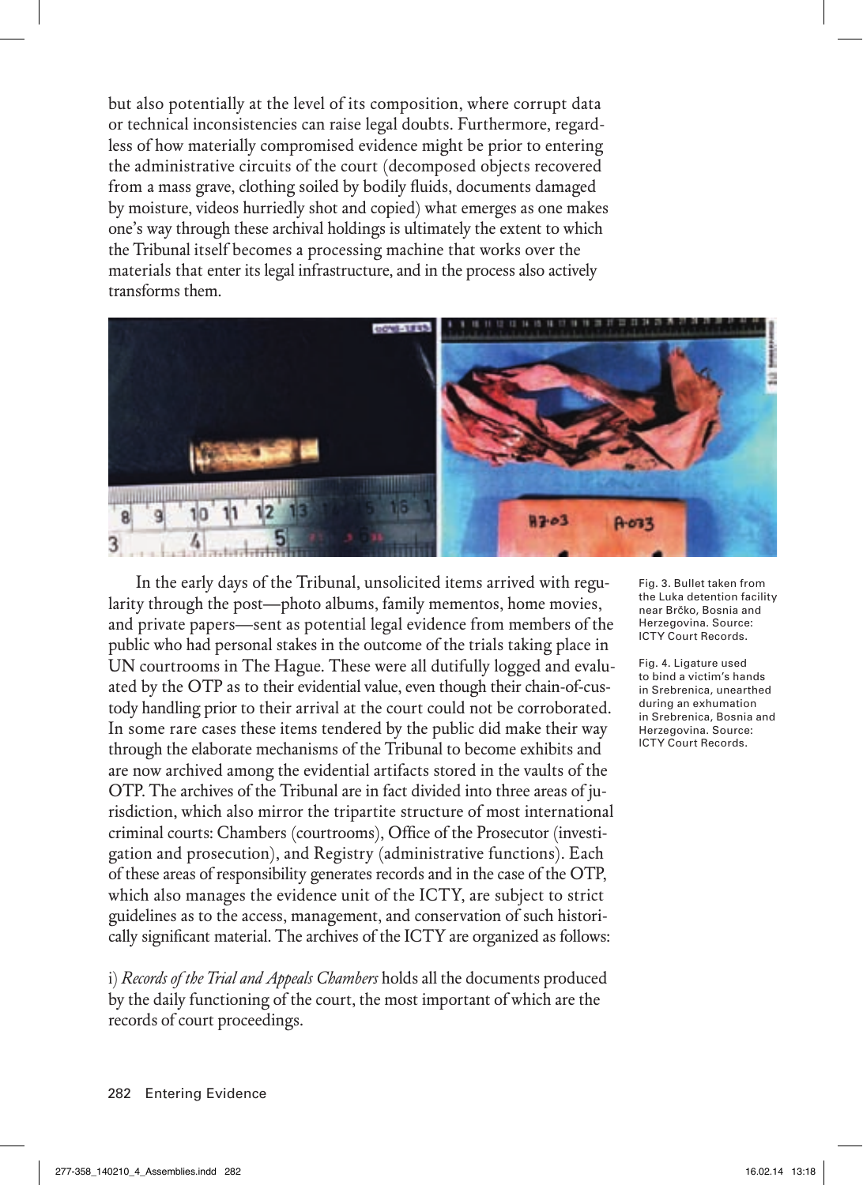but also potentially at the level of its composition, where corrupt data or technical inconsistencies can raise legal doubts. Furthermore, regardless of how materially compromised evidence might be prior to entering the administrative circuits of the court (decomposed objects recovered from a mass grave, clothing soiled by bodily fluids, documents damaged by moisture, videos hurriedly shot and copied) what emerges as one makes one's way through these archival holdings is ultimately the extent to which the Tribunal itself becomes a processing machine that works over the materials that enter its legal infrastructure, and in the process also actively transforms them.

Fig. 3. Bullet taken from the Luka detention facility near Brčko, Bosnia and Herzegovina. Source: ICTY Court Records.

Fig. 4. Ligature used to bind a victim's hands in Srebrenica, unearthed during an exhumation in Srebrenica, Bosnia and Herzegovina. Source: ICTY Court Records.

In the early days of the Tribunal, unsolicited items arrived with regularity through the post—photo albums, family mementos, home movies, and private papers—sent as potential legal evidence from members of the public who had personal stakes in the outcome of the trials taking place in UN courtrooms in The Hague. These were all dutifully logged and evaluated by the OTP as to their evidential value, even though their chain-of-custody handling prior to their arrival at the court could not be corroborated. In some rare cases these items tendered by the public did make their way through the elaborate mechanisms of the Tribunal to become exhibits and are now archived among the evidential artifacts stored in the vaults of the OTP. The archives of the Tribunal are in fact divided into three areas of jurisdiction, which also mirror the tripartite structure of most international criminal courts: Chambers (courtrooms), Office of the Prosecutor (investigation and prosecution), and Registry (administrative functions). Each of these areas of responsibility generates records and in the case of the OTP, which also manages the evidence unit of the ICTY, are subject to strict guidelines as to the access, management, and conservation of such historically significant material. The archives of the ICTY are organized as follows:

i) *Records of the Trial and Appeals Chambers* holds all the documents produced by the daily functioning of the court, the most important of which are the records of court proceedings.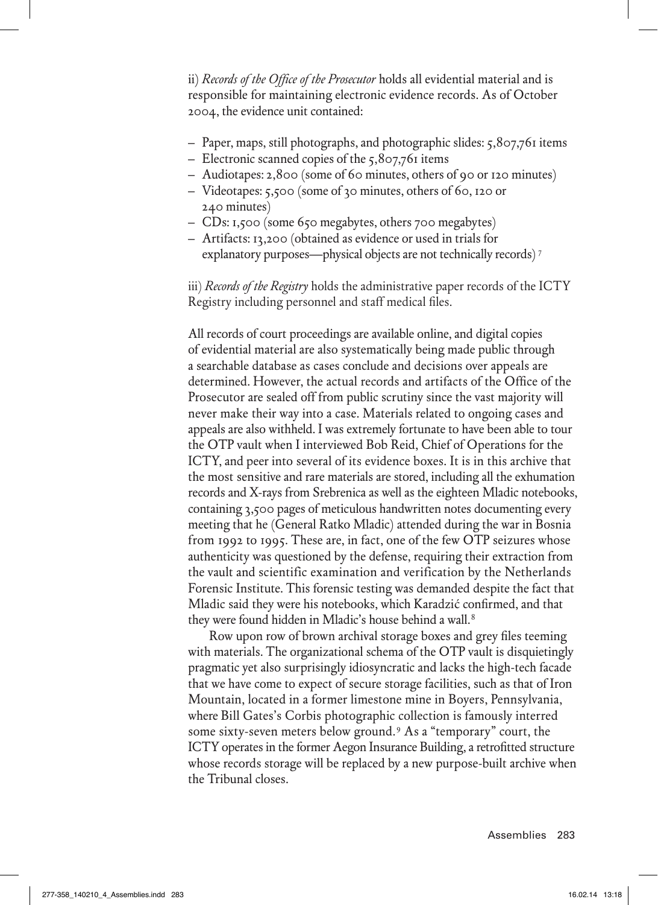ii) *Records of the Office of the Prosecutor* holds all evidential material and is responsible for maintaining electronic evidence records. As of October 2004, the evidence unit contained:

- Paper, maps, still photographs, and photographic slides: 5,807,761 items
- Electronic scanned copies of the 5,807,761 items
- Audiotapes: 2,800 (some of 60 minutes, others of 90 or 120 minutes)
- Videotapes: 5,500 (some of 30 minutes, others of 60, 120 or 240 minutes)
- CDs: 1,500 (some 650 megabytes, others 700 megabytes)
- Artifacts: 13,200 (obtained as evidence or used in trials for explanatory purposes—physical objects are not technically records) [7]

iii) *Records of the Registry* holds the administrative paper records of the ICTY Registry including personnel and staff medical files.

All records of court proceedings are available online, and digital copies of evidential material are also systematically being made public through a searchable database as cases conclude and decisions over appeals are determined. However, the actual records and artifacts of the Office of the Prosecutor are sealed off from public scrutiny since the vast majority will never make their way into a case. Materials related to ongoing cases and appeals are also withheld. I was extremely fortunate to have been able to tour the OTP vault when I interviewed Bob Reid, Chief of Operations for the ICTY, and peer into several of its evidence boxes. It is in this archive that the most sensitive and rare materials are stored, including all the exhumation records and X-rays from Srebrenica as well as the eighteen Mladic notebooks, containing 3,500 pages of meticulous handwritten notes documenting every meeting that he (General Ratko Mladic) attended during the war in Bosnia from 1992 to 1995. These are, in fact, one of the few OTP seizures whose authenticity was questioned by the defense, requiring their extraction from the vault and scientific examination and verification by the Netherlands Forensic Institute. This forensic testing was demanded despite the fact that Mladic said they were his notebooks, which Karadzić confirmed, and that they were found hidden in Mladic's house behind a wall.[8]

Row upon row of brown archival storage boxes and grey files teeming with materials. The organizational schema of the OTP vault is disquietingly pragmatic yet also surprisingly idiosyncratic and lacks the high-tech facade that we have come to expect of secure storage facilities, such as that of Iron Mountain, located in a former limestone mine in Boyers, Pennsylvania, where Bill Gates's Corbis photographic collection is famously interred some sixty-seven meters below ground.[9] As a "temporary" court, the ICTY operates in the former Aegon Insurance Building, a retrofitted structure whose records storage will be replaced by a new purpose-built archive when the Tribunal closes.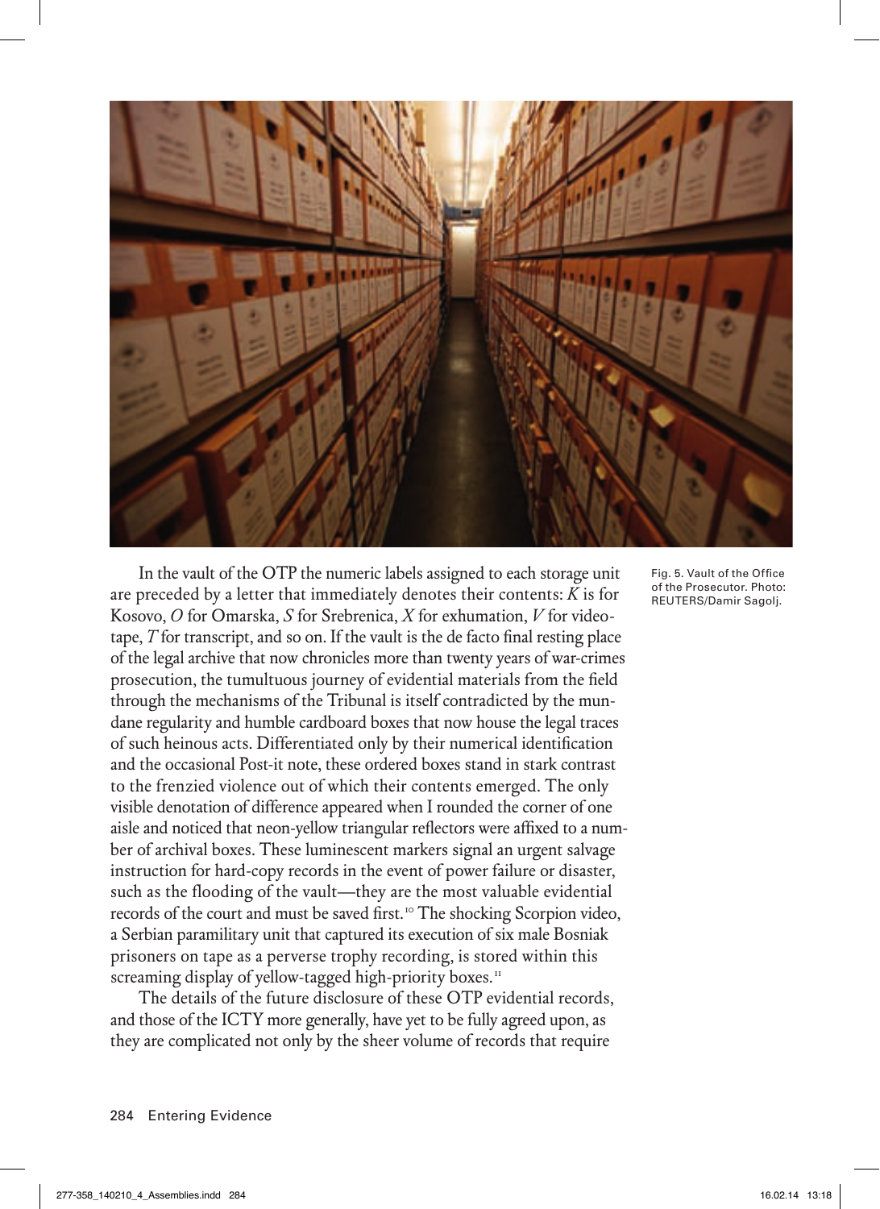Fig. 5. Vault of the Office of the Prosecutor. Photo: REUTERS/Damir Sagolj.

In the vault of the OTP the numeric labels assigned to each storage unit are preceded by a letter that immediately denotes their contents: *K* is for Kosovo, *O* for Omarska, *S* for Srebrenica, *X* for exhumation, *V* for videotape, *T* for transcript, and so on. If the vault is the de facto final resting place of the legal archive that now chronicles more than twenty years of war-crimes prosecution, the tumultuous journey of evidential materials from the field through the mechanisms of the Tribunal is itself contradicted by the mundane regularity and humble cardboard boxes that now house the legal traces of such heinous acts. Differentiated only by their numerical identification and the occasional Post-it note, these ordered boxes stand in stark contrast to the frenzied violence out of which their contents emerged. The only visible denotation of difference appeared when I rounded the corner of one aisle and noticed that neon-yellow triangular reflectors were affixed to a number of archival boxes. These luminescent markers signal an urgent salvage instruction for hard-copy records in the event of power failure or disaster, such as the flooding of the vault—they are the most valuable evidential records of the court and must be saved first.[10] The shocking Scorpion video, a Serbian paramilitary unit that captured its execution of six male Bosniak prisoners on tape as a perverse trophy recording, is stored within this screaming display of yellow-tagged high-priority boxes.[11]

The details of the future disclosure of these OTP evidential records, and those of the ICTY more generally, have yet to be fully agreed upon, as they are complicated not only by the sheer volume of records that require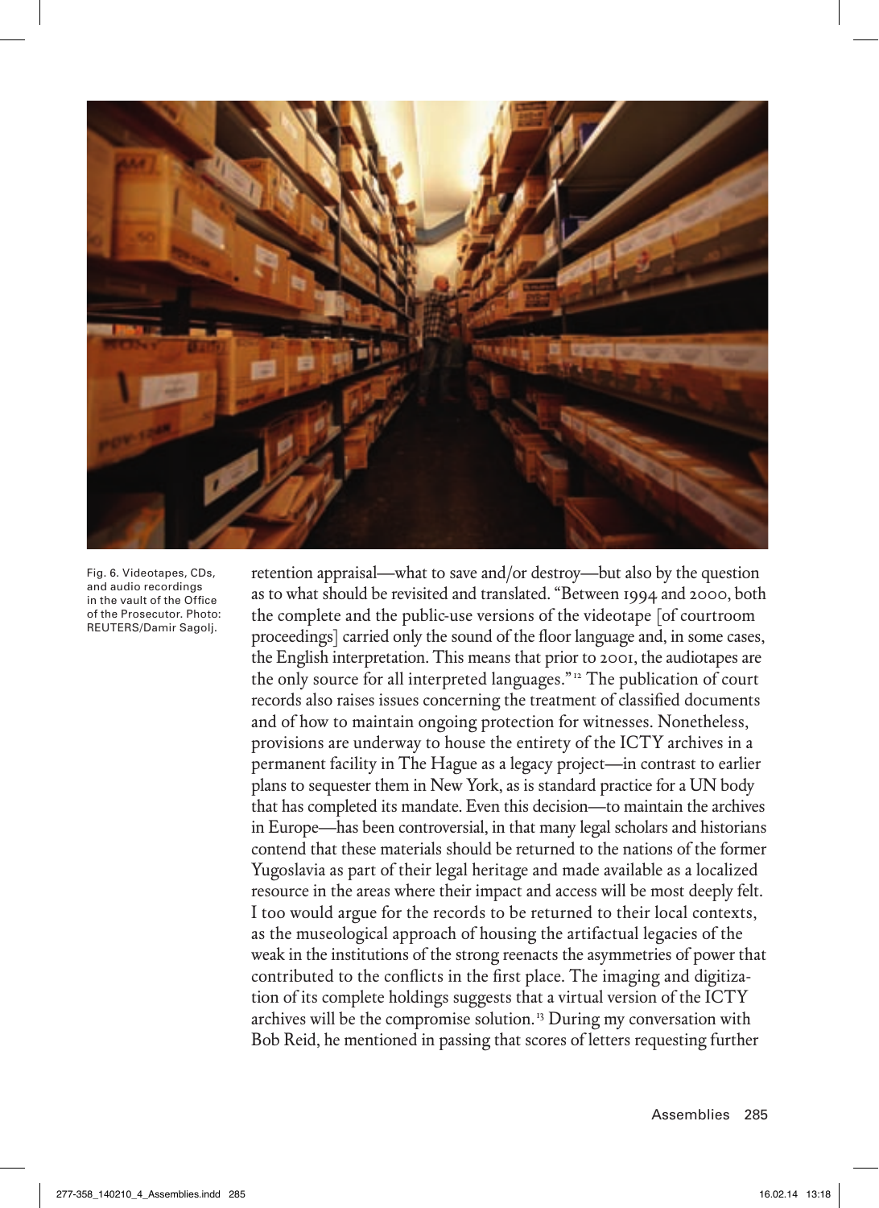Fig. 6. Videotapes, CDs, and audio recordings in the vault of the Office of the Prosecutor. Photo: REUTERS/Damir Sagolj.

retention appraisal—what to save and/or destroy—but also by the question as to what should be revisited and translated. "Between 1994 and 2000, both the complete and the public-use versions of the videotape [of courtroom proceedings] carried only the sound of the floor language and, in some cases, the English interpretation. This means that prior to 2001, the audiotapes are the only source for all interpreted languages."[12] The publication of court records also raises issues concerning the treatment of classified documents and of how to maintain ongoing protection for witnesses. Nonetheless, provisions are underway to house the entirety of the ICTY archives in a permanent facility in The Hague as a legacy project—in contrast to earlier plans to sequester them in New York, as is standard practice for a UN body that has completed its mandate. Even this decision—to maintain the archives in Europe—has been controversial, in that many legal scholars and historians contend that these materials should be returned to the nations of the former Yugoslavia as part of their legal heritage and made available as a localized resource in the areas where their impact and access will be most deeply felt. I too would argue for the records to be returned to their local contexts, as the museological approach of housing the artifactual legacies of the weak in the institutions of the strong reenacts the asymmetries of power that contributed to the conflicts in the first place. The imaging and digitization of its complete holdings suggests that a virtual version of the ICTY archives will be the compromise solution.[13] During my conversation with Bob Reid, he mentioned in passing that scores of letters requesting further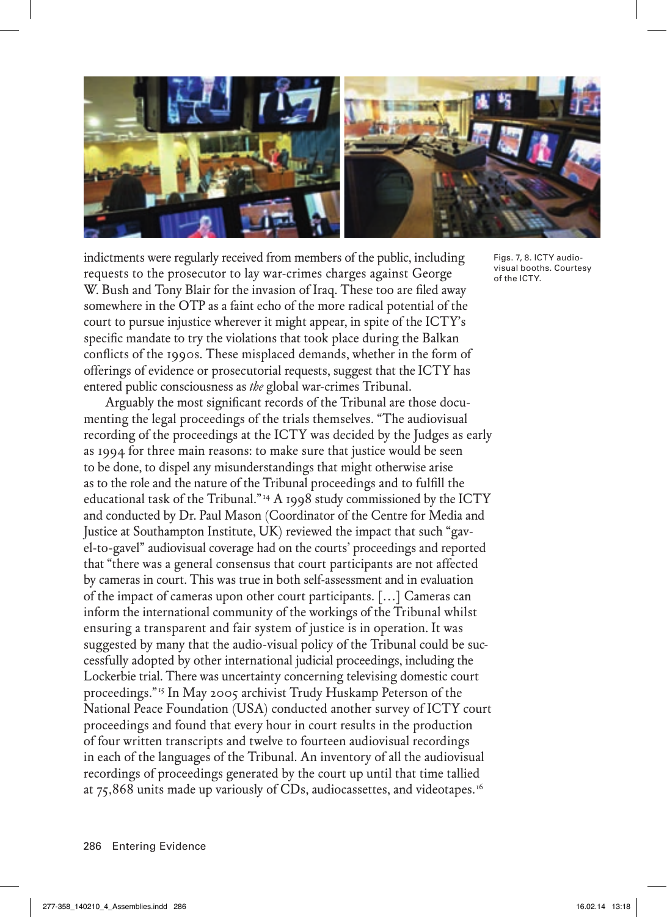Figs. 7, 8. ICTY audio-visual booths. Courtesy of the ICTY.

indictments were regularly received from members of the public, including requests to the prosecutor to lay war-crimes charges against George W. Bush and Tony Blair for the invasion of Iraq. These too are filed away somewhere in the OTP as a faint echo of the more radical potential of the court to pursue injustice wherever it might appear, in spite of the ICTY's specific mandate to try the violations that took place during the Balkan conflicts of the 1990s. These misplaced demands, whether in the form of offerings of evidence or prosecutorial requests, suggest that the ICTY has entered public consciousness as *the* global war-crimes Tribunal.

Arguably the most significant records of the Tribunal are those documenting the legal proceedings of the trials themselves. "The audiovisual recording of the proceedings at the ICTY was decided by the Judges as early as 1994 for three main reasons: to make sure that justice would be seen to be done, to dispel any misunderstandings that might otherwise arise as to the role and the nature of the Tribunal proceedings and to fulfill the educational task of the Tribunal."[14] A 1998 study commissioned by the ICTY and conducted by Dr. Paul Mason (Coordinator of the Centre for Media and Justice at Southampton Institute, UK) reviewed the impact that such "gavel-to-gavel" audiovisual coverage had on the courts' proceedings and reported that "there was a general consensus that court participants are not affected by cameras in court. This was true in both self-assessment and in evaluation of the impact of cameras upon other court participants. [...] Cameras can inform the international community of the workings of the Tribunal whilst ensuring a transparent and fair system of justice is in operation. It was suggested by many that the audio-visual policy of the Tribunal could be successfully adopted by other international judicial proceedings, including the Lockerbie trial. There was uncertainty concerning televising domestic court proceedings."[15] In May 2005 archivist Trudy Huskamp Peterson of the National Peace Foundation (USA) conducted another survey of ICTY court proceedings and found that every hour in court results in the production of four written transcripts and twelve to fourteen audiovisual recordings in each of the languages of the Tribunal. An inventory of all the audiovisual recordings of proceedings generated by the court up until that time tallied at 75,868 units made up variously of CDs, audiocassettes, and videotapes.[16]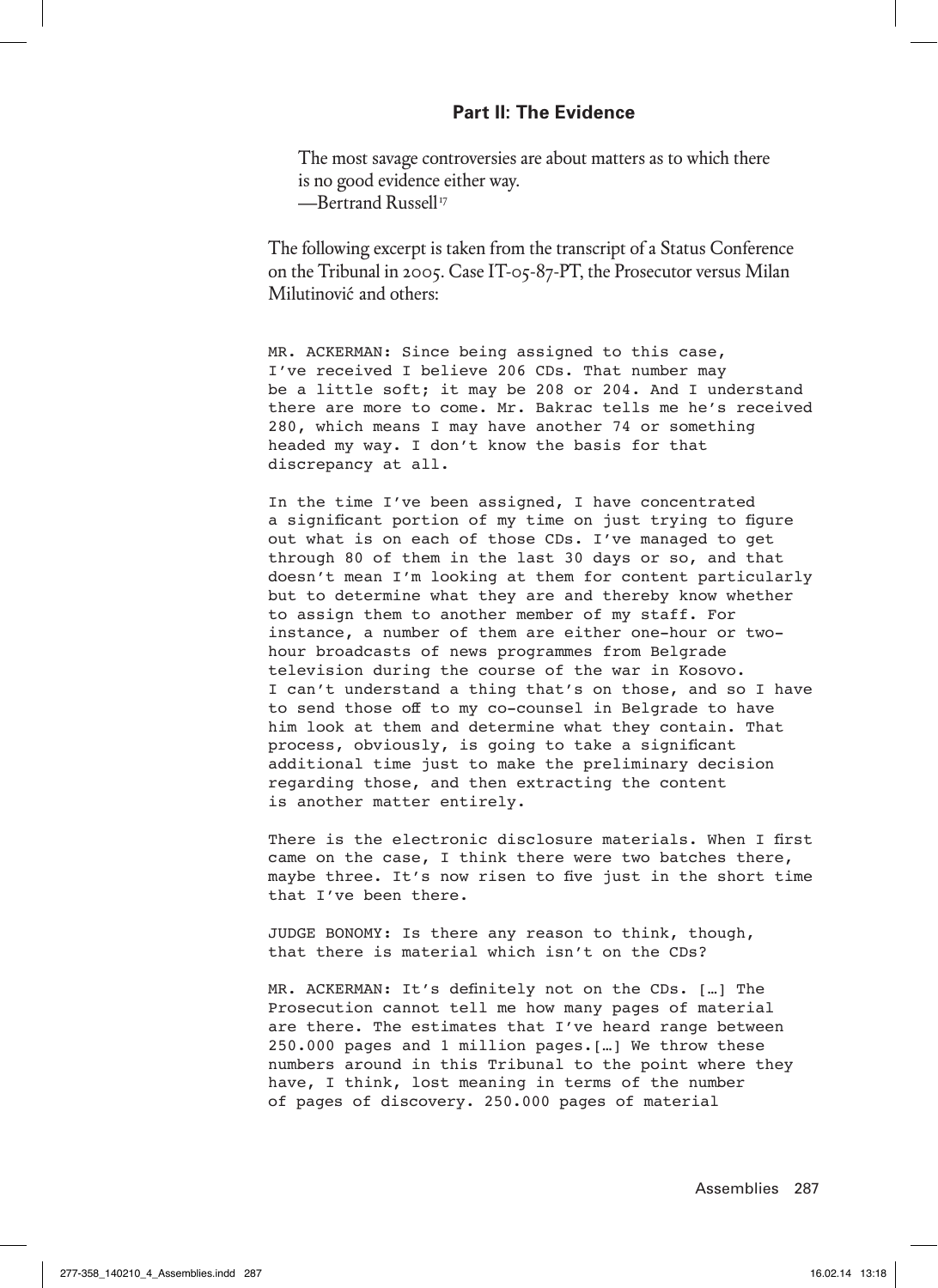## Part II: The Evidence

> The most savage controversies are about matters as to which there is no good evidence either way.
> —Bertrand Russell[17]

The following excerpt is taken from the transcript of a Status Conference on the Tribunal in 2005. Case IT-05-87-PT, the Prosecutor versus Milan Milutinović and others:

```
MR. ACKERMAN: Since being assigned to this case,
I've received I believe 206 CDs. That number may
be a little soft; it may be 208 or 204. And I understand
there are more to come. Mr. Bakrac tells me he's received
280, which means I may have another 74 or something
headed my way. I don't know the basis for that
discrepancy at all.

In the time I've been assigned, I have concentrated
a significant portion of my time on just trying to figure
out what is on each of those CDs. I've managed to get
through 80 of them in the last 30 days or so, and that
doesn't mean I'm looking at them for content particularly
but to determine what they are and thereby know whether
to assign them to another member of my staff. For
instance, a number of them are either one-hour or two-
hour broadcasts of news programmes from Belgrade
television during the course of the war in Kosovo.
I can't understand a thing that's on those, and so I have
to send those off to my co-counsel in Belgrade to have
him look at them and determine what they contain. That
process, obviously, is going to take a significant
additional time just to make the preliminary decision
regarding those, and then extracting the content
is another matter entirely.

There is the electronic disclosure materials. When I first
came on the case, I think there were two batches there,
maybe three. It's now risen to five just in the short time
that I've been there.

JUDGE BONOMY: Is there any reason to think, though,
that there is material which isn't on the CDs?

MR. ACKERMAN: It's definitely not on the CDs. […] The
Prosecution cannot tell me how many pages of material
are there. The estimates that I've heard range between
250.000 pages and 1 million pages.[…] We throw these
numbers around in this Tribunal to the point where they
have, I think, lost meaning in terms of the number
of pages of discovery. 250.000 pages of material
```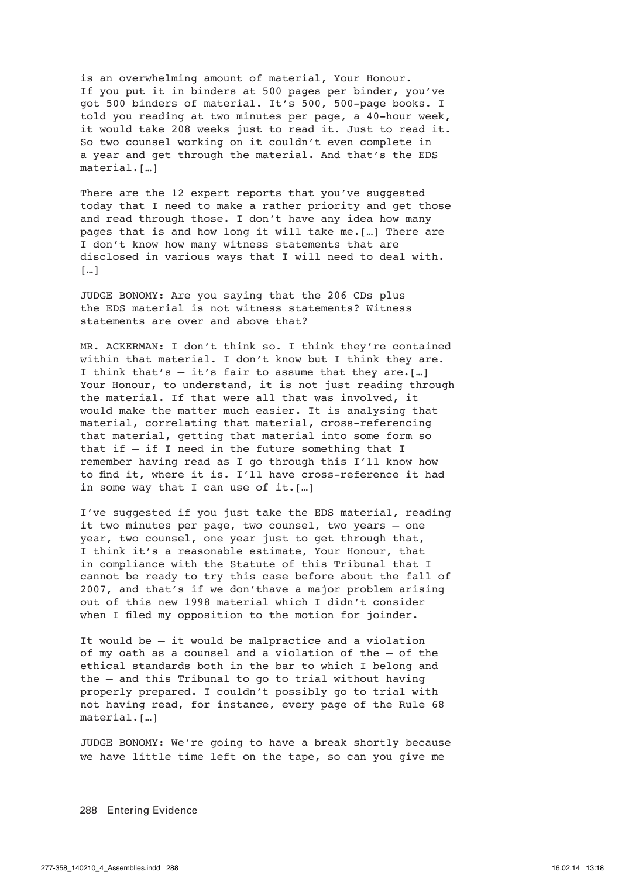is an overwhelming amount of material, Your Honour. If you put it in binders at 500 pages per binder, you've got 500 binders of material. It's 500, 500-page books. I told you reading at two minutes per page, a 40-hour week, it would take 208 weeks just to read it. Just to read it. So two counsel working on it couldn't even complete in a year and get through the material. And that's the EDS material.[…]

There are the 12 expert reports that you've suggested today that I need to make a rather priority and get those and read through those. I don't have any idea how many pages that is and how long it will take me.[…] There are I don't know how many witness statements that are disclosed in various ways that I will need to deal with. […]

JUDGE BONOMY: Are you saying that the 206 CDs plus the EDS material is not witness statements? Witness statements are over and above that?

MR. ACKERMAN: I don't think so. I think they're contained within that material. I don't know but I think they are. I think that's – it's fair to assume that they are.[…] Your Honour, to understand, it is not just reading through the material. If that were all that was involved, it would make the matter much easier. It is analysing that material, correlating that material, cross-referencing that material, getting that material into some form so that if – if I need in the future something that I remember having read as I go through this I'll know how to find it, where it is. I'll have cross-reference it had in some way that I can use of it.[…]

I've suggested if you just take the EDS material, reading it two minutes per page, two counsel, two years – one year, two counsel, one year just to get through that, I think it's a reasonable estimate, Your Honour, that in compliance with the Statute of this Tribunal that I cannot be ready to try this case before about the fall of 2007, and that's if we don'thave a major problem arising out of this new 1998 material which I didn't consider when I filed my opposition to the motion for joinder.

It would be – it would be malpractice and a violation of my oath as a counsel and a violation of the – of the ethical standards both in the bar to which I belong and the – and this Tribunal to go to trial without having properly prepared. I couldn't possibly go to trial with not having read, for instance, every page of the Rule 68 material.[…]

JUDGE BONOMY: We're going to have a break shortly because we have little time left on the tape, so can you give me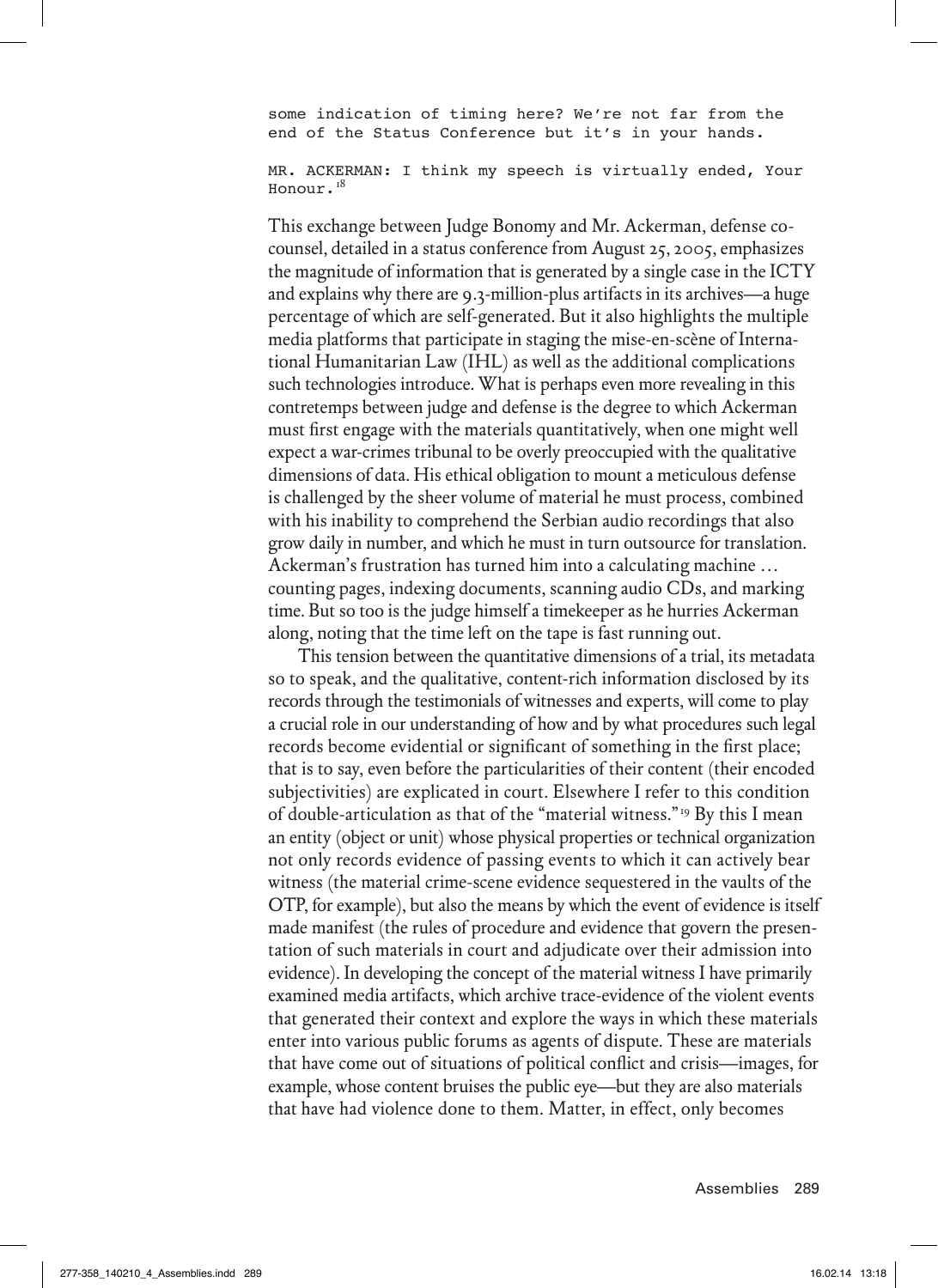```
some indication of timing here? We're not far from the
end of the Status Conference but it's in your hands.

MR. ACKERMAN: I think my speech is virtually ended, Your
Honour.[18]
```

This exchange between Judge Bonomy and Mr. Ackerman, defense co-counsel, detailed in a status conference from August 25, 2005, emphasizes the magnitude of information that is generated by a single case in the ICTY and explains why there are 9.3-million-plus artifacts in its archives—a huge percentage of which are self-generated. But it also highlights the multiple media platforms that participate in staging the mise-en-scène of International Humanitarian Law (IHL) as well as the additional complications such technologies introduce. What is perhaps even more revealing in this contretemps between judge and defense is the degree to which Ackerman must first engage with the materials quantitatively, when one might well expect a war-crimes tribunal to be overly preoccupied with the qualitative dimensions of data. His ethical obligation to mount a meticulous defense is challenged by the sheer volume of material he must process, combined with his inability to comprehend the Serbian audio recordings that also grow daily in number, and which he must in turn outsource for translation. Ackerman's frustration has turned him into a calculating machine … counting pages, indexing documents, scanning audio CDs, and marking time. But so too is the judge himself a timekeeper as he hurries Ackerman along, noting that the time left on the tape is fast running out.

This tension between the quantitative dimensions of a trial, its metadata so to speak, and the qualitative, content-rich information disclosed by its records through the testimonials of witnesses and experts, will come to play a crucial role in our understanding of how and by what procedures such legal records become evidential or significant of something in the first place; that is to say, even before the particularities of their content (their encoded subjectivities) are explicated in court. Elsewhere I refer to this condition of double-articulation as that of the "material witness."[19] By this I mean an entity (object or unit) whose physical properties or technical organization not only records evidence of passing events to which it can actively bear witness (the material crime-scene evidence sequestered in the vaults of the OTP, for example), but also the means by which the event of evidence is itself made manifest (the rules of procedure and evidence that govern the presentation of such materials in court and adjudicate over their admission into evidence). In developing the concept of the material witness I have primarily examined media artifacts, which archive trace-evidence of the violent events that generated their context and explore the ways in which these materials enter into various public forums as agents of dispute. These are materials that have come out of situations of political conflict and crisis—images, for example, whose content bruises the public eye—but they are also materials that have had violence done to them. Matter, in effect, only becomes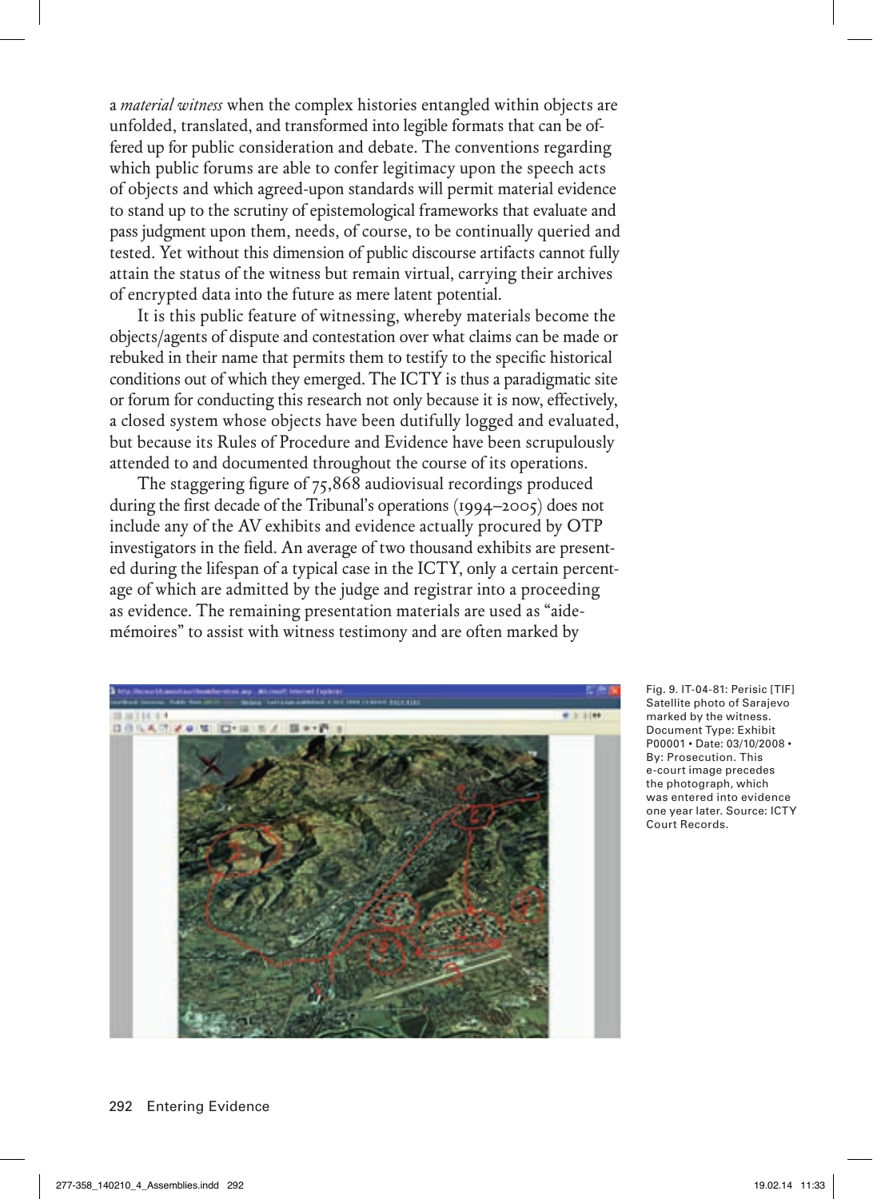a *material witness* when the complex histories entangled within objects are unfolded, translated, and transformed into legible formats that can be offered up for public consideration and debate. The conventions regarding which public forums are able to confer legitimacy upon the speech acts of objects and which agreed-upon standards will permit material evidence to stand up to the scrutiny of epistemological frameworks that evaluate and pass judgment upon them, needs, of course, to be continually queried and tested. Yet without this dimension of public discourse artifacts cannot fully attain the status of the witness but remain virtual, carrying their archives of encrypted data into the future as mere latent potential.

It is this public feature of witnessing, whereby materials become the objects/agents of dispute and contestation over what claims can be made or rebuked in their name that permits them to testify to the specific historical conditions out of which they emerged. The ICTY is thus a paradigmatic site or forum for conducting this research not only because it is now, effectively, a closed system whose objects have been dutifully logged and evaluated, but because its Rules of Procedure and Evidence have been scrupulously attended to and documented throughout the course of its operations.

The staggering figure of 75,868 audiovisual recordings produced during the first decade of the Tribunal's operations (1994–2005) does not include any of the AV exhibits and evidence actually procured by OTP investigators in the field. An average of two thousand exhibits are presented during the lifespan of a typical case in the ICTY, only a certain percentage of which are admitted by the judge and registrar into a proceeding as evidence. The remaining presentation materials are used as "aide-mémoires" to assist with witness testimony and are often marked by

Fig. 9. IT-04-81: Perisic [TIF] Satellite photo of Sarajevo marked by the witness. Document Type: Exhibit P00001 • Date: 03/10/2008 • By: Prosecution. This e-court image precedes the photograph, which was entered into evidence one year later. Source: ICTY Court Records.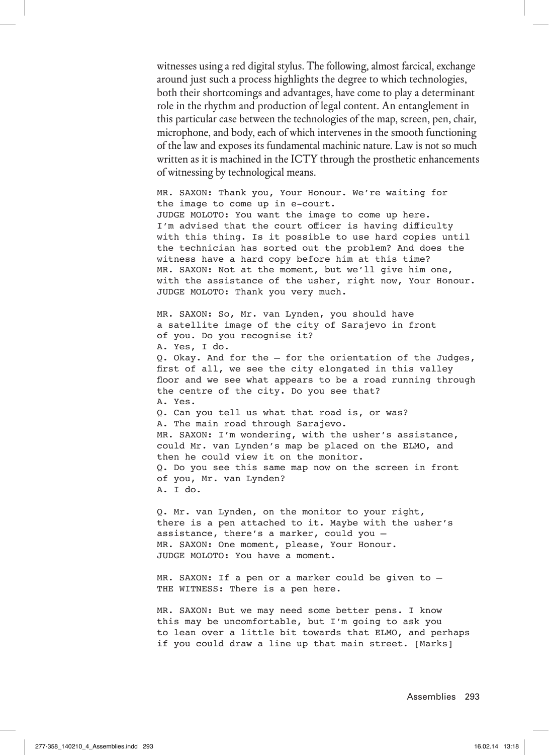witnesses using a red digital stylus. The following, almost farcical, exchange around just such a process highlights the degree to which technologies, both their shortcomings and advantages, have come to play a determinant role in the rhythm and production of legal content. An entanglement in this particular case between the technologies of the map, screen, pen, chair, microphone, and body, each of which intervenes in the smooth functioning of the law and exposes its fundamental machinic nature. Law is not so much written as it is machined in the ICTY through the prosthetic enhancements of witnessing by technological means.

```
MR. SAXON: Thank you, Your Honour. We're waiting for
the image to come up in e-court.
JUDGE MOLOTO: You want the image to come up here.
I'm advised that the court officer is having difficulty
with this thing. Is it possible to use hard copies until
the technician has sorted out the problem? And does the
witness have a hard copy before him at this time?
MR. SAXON: Not at the moment, but we'll give him one,
with the assistance of the usher, right now, Your Honour.
JUDGE MOLOTO: Thank you very much.

MR. SAXON: So, Mr. van Lynden, you should have
a satellite image of the city of Sarajevo in front
of you. Do you recognise it?
A. Yes, I do.
Q. Okay. And for the – for the orientation of the Judges,
first of all, we see the city elongated in this valley
floor and we see what appears to be a road running through
the centre of the city. Do you see that?
A. Yes.
Q. Can you tell us what that road is, or was?
A. The main road through Sarajevo.
MR. SAXON: I'm wondering, with the usher's assistance,
could Mr. van Lynden's map be placed on the ELMO, and
then he could view it on the monitor.
Q. Do you see this same map now on the screen in front
of you, Mr. van Lynden?
A. I do.

Q. Mr. van Lynden, on the monitor to your right,
there is a pen attached to it. Maybe with the usher's
assistance, there's a marker, could you –
MR. SAXON: One moment, please, Your Honour.
JUDGE MOLOTO: You have a moment.

MR. SAXON: If a pen or a marker could be given to –
THE WITNESS: There is a pen here.

MR. SAXON: But we may need some better pens. I know
this may be uncomfortable, but I'm going to ask you
to lean over a little bit towards that ELMO, and perhaps
if you could draw a line up that main street. [Marks]
```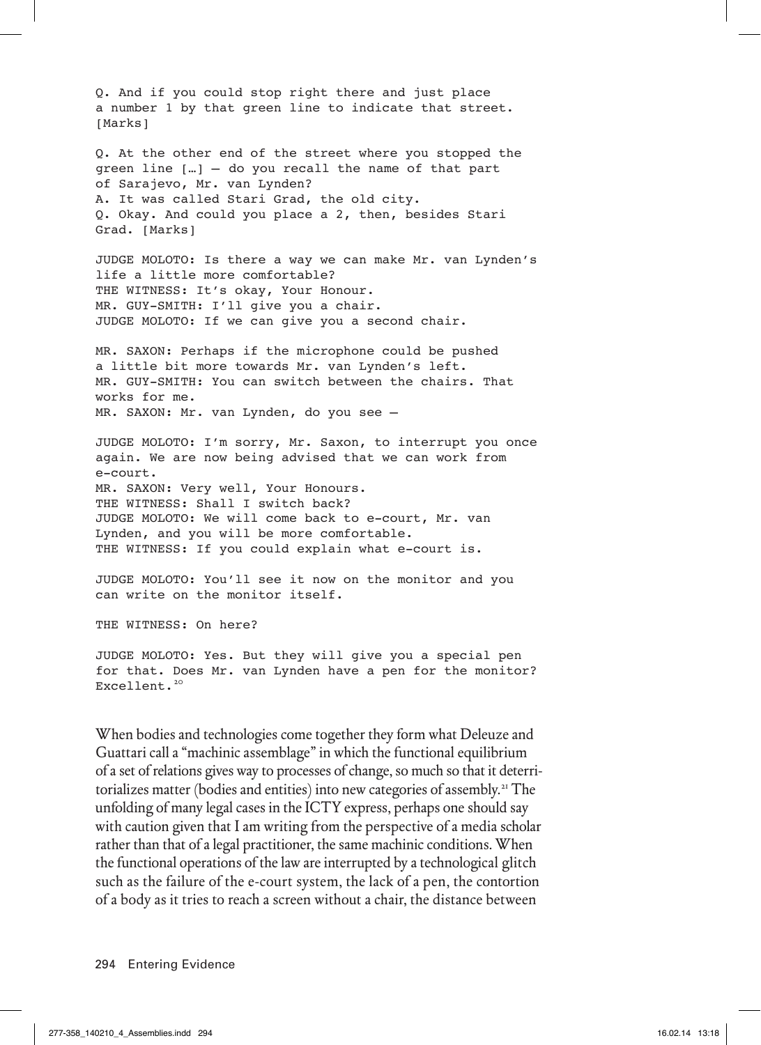Q. And if you could stop right there and just place a number 1 by that green line to indicate that street. [Marks]

Q. At the other end of the street where you stopped the green line […] – do you recall the name of that part of Sarajevo, Mr. van Lynden?
A. It was called Stari Grad, the old city.
Q. Okay. And could you place a 2, then, besides Stari Grad. [Marks]

JUDGE MOLOTO: Is there a way we can make Mr. van Lynden's life a little more comfortable?
THE WITNESS: It's okay, Your Honour.
MR. GUY-SMITH: I'll give you a chair.
JUDGE MOLOTO: If we can give you a second chair.

MR. SAXON: Perhaps if the microphone could be pushed a little bit more towards Mr. van Lynden's left.
MR. GUY-SMITH: You can switch between the chairs. That works for me.
MR. SAXON: Mr. van Lynden, do you see –

JUDGE MOLOTO: I'm sorry, Mr. Saxon, to interrupt you once again. We are now being advised that we can work from e-court.
MR. SAXON: Very well, Your Honours.
THE WITNESS: Shall I switch back?
JUDGE MOLOTO: We will come back to e-court, Mr. van Lynden, and you will be more comfortable.
THE WITNESS: If you could explain what e-court is.

JUDGE MOLOTO: You'll see it now on the monitor and you can write on the monitor itself.

THE WITNESS: On here?

JUDGE MOLOTO: Yes. But they will give you a special pen for that. Does Mr. van Lynden have a pen for the monitor? Excellent.[20]

When bodies and technologies come together they form what Deleuze and Guattari call a "machinic assemblage" in which the functional equilibrium of a set of relations gives way to processes of change, so much so that it deterritorializes matter (bodies and entities) into new categories of assembly.[21] The unfolding of many legal cases in the ICTY express, perhaps one should say with caution given that I am writing from the perspective of a media scholar rather than that of a legal practitioner, the same machinic conditions. When the functional operations of the law are interrupted by a technological glitch such as the failure of the e-court system, the lack of a pen, the contortion of a body as it tries to reach a screen without a chair, the distance between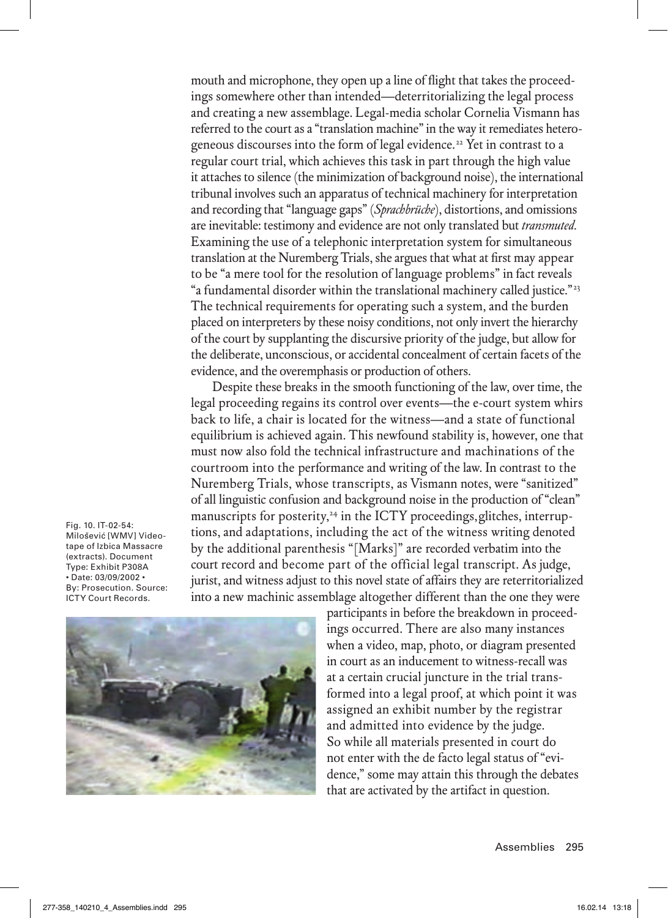mouth and microphone, they open up a line of flight that takes the proceedings somewhere other than intended—deterritorializing the legal process and creating a new assemblage. Legal-media scholar Cornelia Vismann has referred to the court as a "translation machine" in the way it remediates heterogeneous discourses into the form of legal evidence.[22] Yet in contrast to a regular court trial, which achieves this task in part through the high value it attaches to silence (the minimization of background noise), the international tribunal involves such an apparatus of technical machinery for interpretation and recording that "language gaps" (*Sprachbrüche*), distortions, and omissions are inevitable: testimony and evidence are not only translated but *transmuted.* Examining the use of a telephonic interpretation system for simultaneous translation at the Nuremberg Trials, she argues that what at first may appear to be "a mere tool for the resolution of language problems" in fact reveals "a fundamental disorder within the translational machinery called justice."[23] The technical requirements for operating such a system, and the burden placed on interpreters by these noisy conditions, not only invert the hierarchy of the court by supplanting the discursive priority of the judge, but allow for the deliberate, unconscious, or accidental concealment of certain facets of the evidence, and the overemphasis or production of others.

Despite these breaks in the smooth functioning of the law, over time, the legal proceeding regains its control over events—the e-court system whirs back to life, a chair is located for the witness—and a state of functional equilibrium is achieved again. This newfound stability is, however, one that must now also fold the technical infrastructure and machinations of the courtroom into the performance and writing of the law. In contrast to the Nuremberg Trials, whose transcripts, as Vismann notes, were "sanitized" of all linguistic confusion and background noise in the production of "clean" manuscripts for posterity,[24] in the ICTY proceedings, glitches, interruptions, and adaptations, including the act of the witness writing denoted by the additional parenthesis "[Marks]" are recorded verbatim into the court record and become part of the official legal transcript. As judge, jurist, and witness adjust to this novel state of affairs they are reterritorialized into a new machinic assemblage altogether different than the one they were participants in before the breakdown in proceedings occurred. There are also many instances when a video, map, photo, or diagram presented in court as an inducement to witness-recall was at a certain crucial juncture in the trial transformed into a legal proof, at which point it was assigned an exhibit number by the registrar and admitted into evidence by the judge. So while all materials presented in court do not enter with the de facto legal status of "evidence," some may attain this through the debates that are activated by the artifact in question.

Fig. 10. IT-02-54: Milošević [WMV] Videotape of Izbica Massacre (extracts). Document Type: Exhibit P308A • Date: 03/09/2002 • By: Prosecution. Source: ICTY Court Records.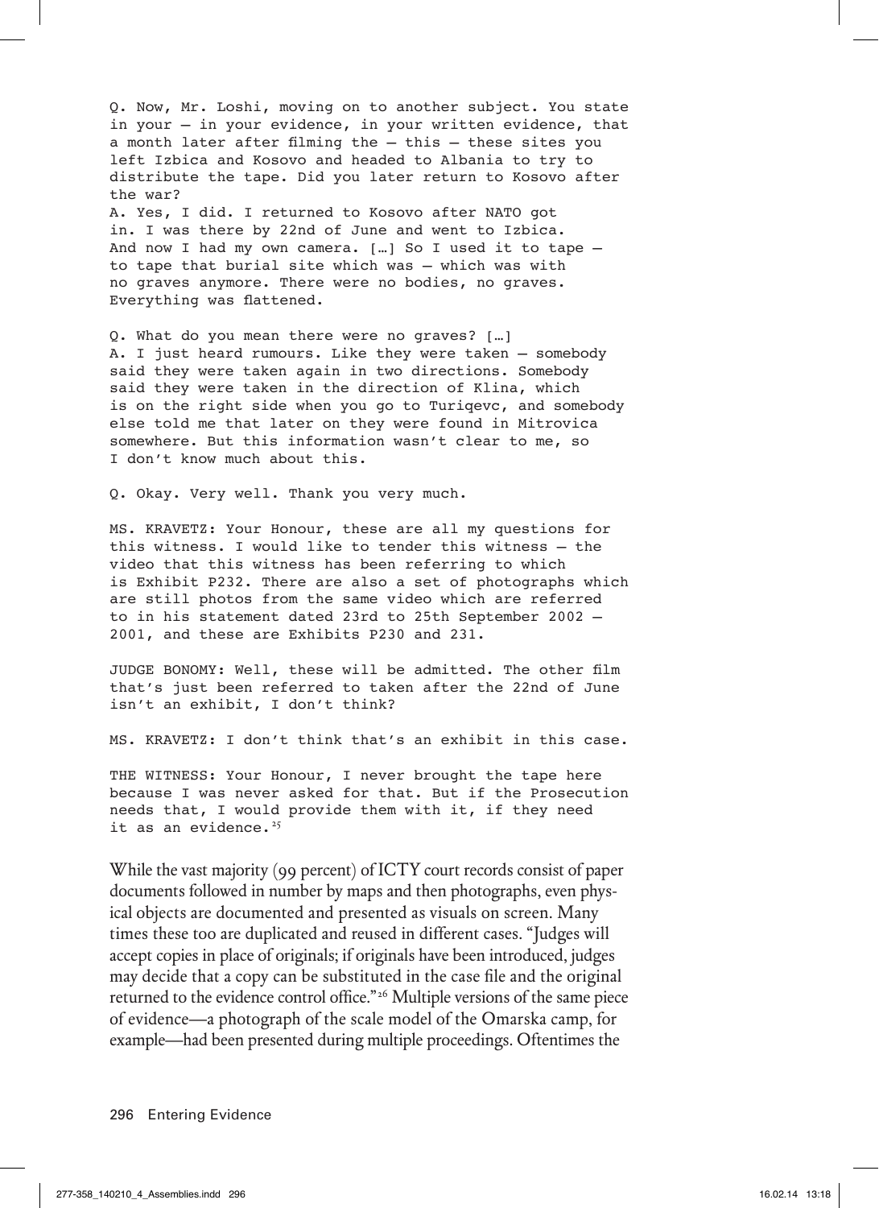Q. Now, Mr. Loshi, moving on to another subject. You state in your — in your evidence, in your written evidence, that a month later after filming the — this — these sites you left Izbica and Kosovo and headed to Albania to try to distribute the tape. Did you later return to Kosovo after the war?
A. Yes, I did. I returned to Kosovo after NATO got in. I was there by 22nd of June and went to Izbica. And now I had my own camera. […] So I used it to tape — to tape that burial site which was — which was with no graves anymore. There were no bodies, no graves. Everything was flattened.

Q. What do you mean there were no graves? […]
A. I just heard rumours. Like they were taken — somebody said they were taken again in two directions. Somebody said they were taken in the direction of Klina, which is on the right side when you go to Turiqevc, and somebody else told me that later on they were found in Mitrovica somewhere. But this information wasn't clear to me, so I don't know much about this.

Q. Okay. Very well. Thank you very much.

MS. KRAVETZ: Your Honour, these are all my questions for this witness. I would like to tender this witness — the video that this witness has been referring to which is Exhibit P232. There are also a set of photographs which are still photos from the same video which are referred to in his statement dated 23rd to 25th September 2002 — 2001, and these are Exhibits P230 and 231.

JUDGE BONOMY: Well, these will be admitted. The other film that's just been referred to taken after the 22nd of June isn't an exhibit, I don't think?

MS. KRAVETZ: I don't think that's an exhibit in this case.

THE WITNESS: Your Honour, I never brought the tape here because I was never asked for that. But if the Prosecution needs that, I would provide them with it, if they need it as an evidence.[25]

While the vast majority (99 percent) of ICTY court records consist of paper documents followed in number by maps and then photographs, even physical objects are documented and presented as visuals on screen. Many times these too are duplicated and reused in different cases. "Judges will accept copies in place of originals; if originals have been introduced, judges may decide that a copy can be substituted in the case file and the original returned to the evidence control office."[26] Multiple versions of the same piece of evidence—a photograph of the scale model of the Omarska camp, for example—had been presented during multiple proceedings. Oftentimes the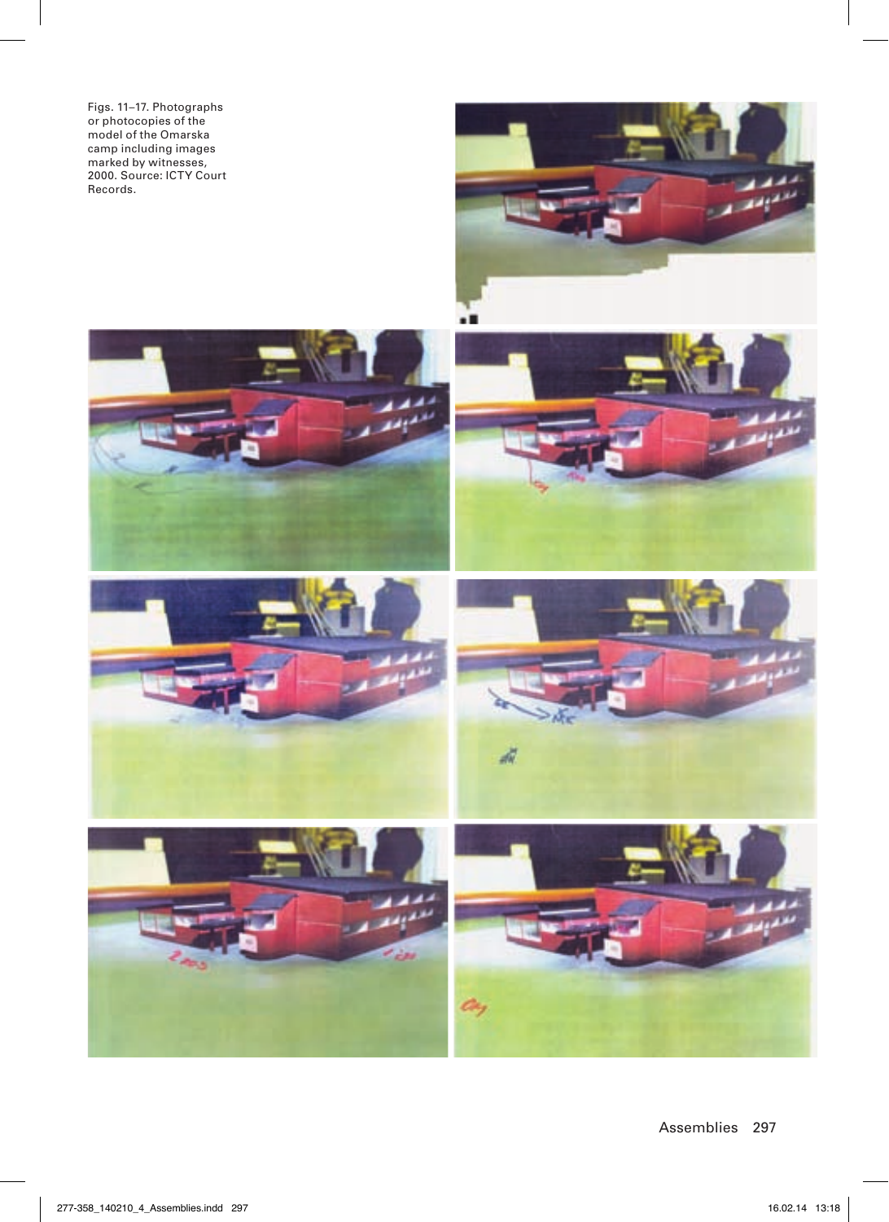Figs. 11–17. Photographs or photocopies of the model of the Omarska camp including images marked by witnesses, 2000. Source: ICTY Court Records.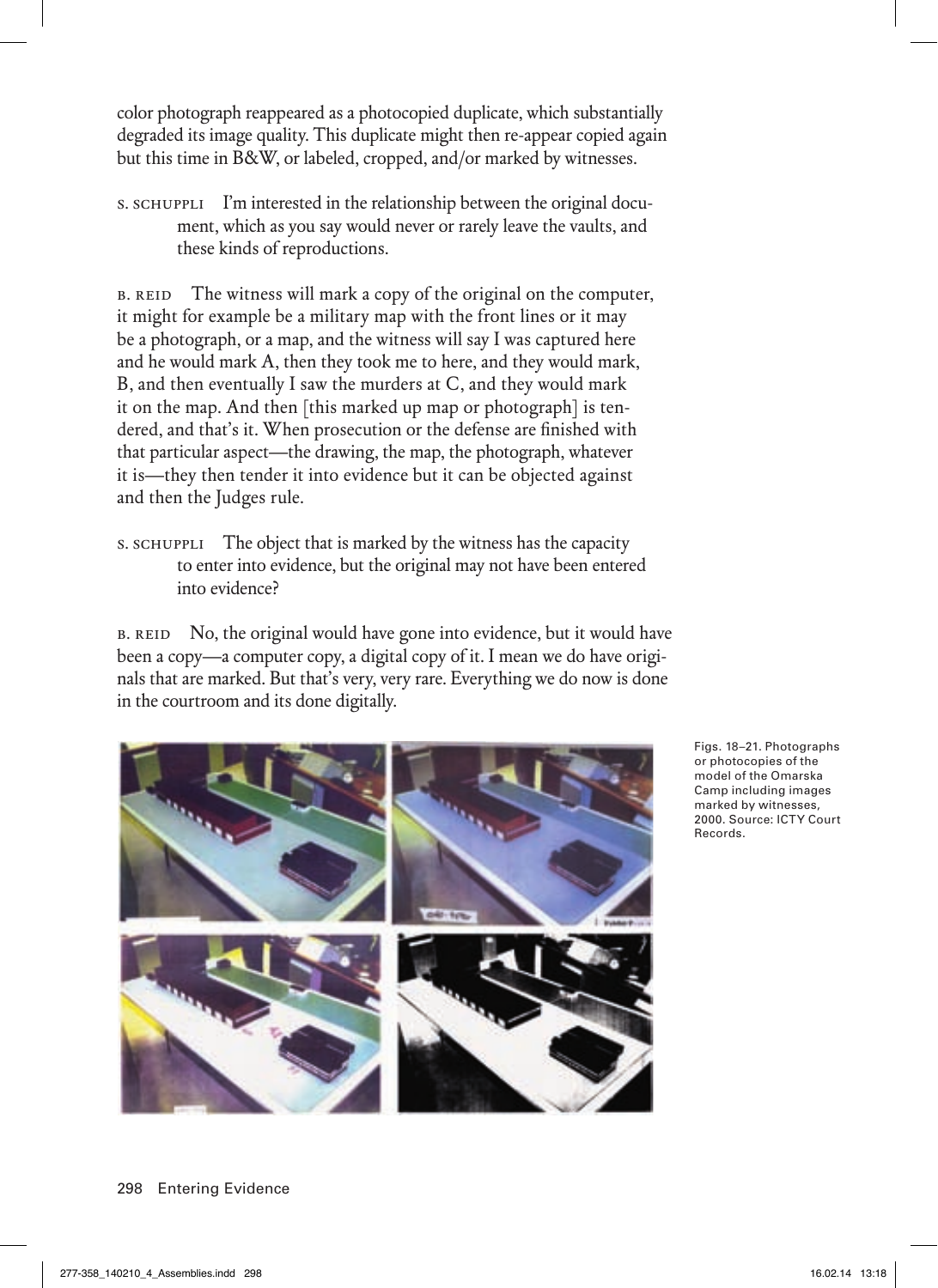color photograph reappeared as a photocopied duplicate, which substantially degraded its image quality. This duplicate might then re-appear copied again but this time in B&W, or labeled, cropped, and/or marked by witnesses.

S. SCHUPPLI I'm interested in the relationship between the original document, which as you say would never or rarely leave the vaults, and these kinds of reproductions.

B. REID The witness will mark a copy of the original on the computer, it might for example be a military map with the front lines or it may be a photograph, or a map, and the witness will say I was captured here and he would mark A, then they took me to here, and they would mark, B, and then eventually I saw the murders at C, and they would mark it on the map. And then [this marked up map or photograph] is tendered, and that's it. When prosecution or the defense are finished with that particular aspect—the drawing, the map, the photograph, whatever it is—they then tender it into evidence but it can be objected against and then the Judges rule.

S. SCHUPPLI The object that is marked by the witness has the capacity to enter into evidence, but the original may not have been entered into evidence?

B. REID No, the original would have gone into evidence, but it would have been a copy—a computer copy, a digital copy of it. I mean we do have originals that are marked. But that's very, very rare. Everything we do now is done in the courtroom and its done digitally.

Figs. 18–21. Photographs or photocopies of the model of the Omarska Camp including images marked by witnesses, 2000. Source: ICTY Court Records.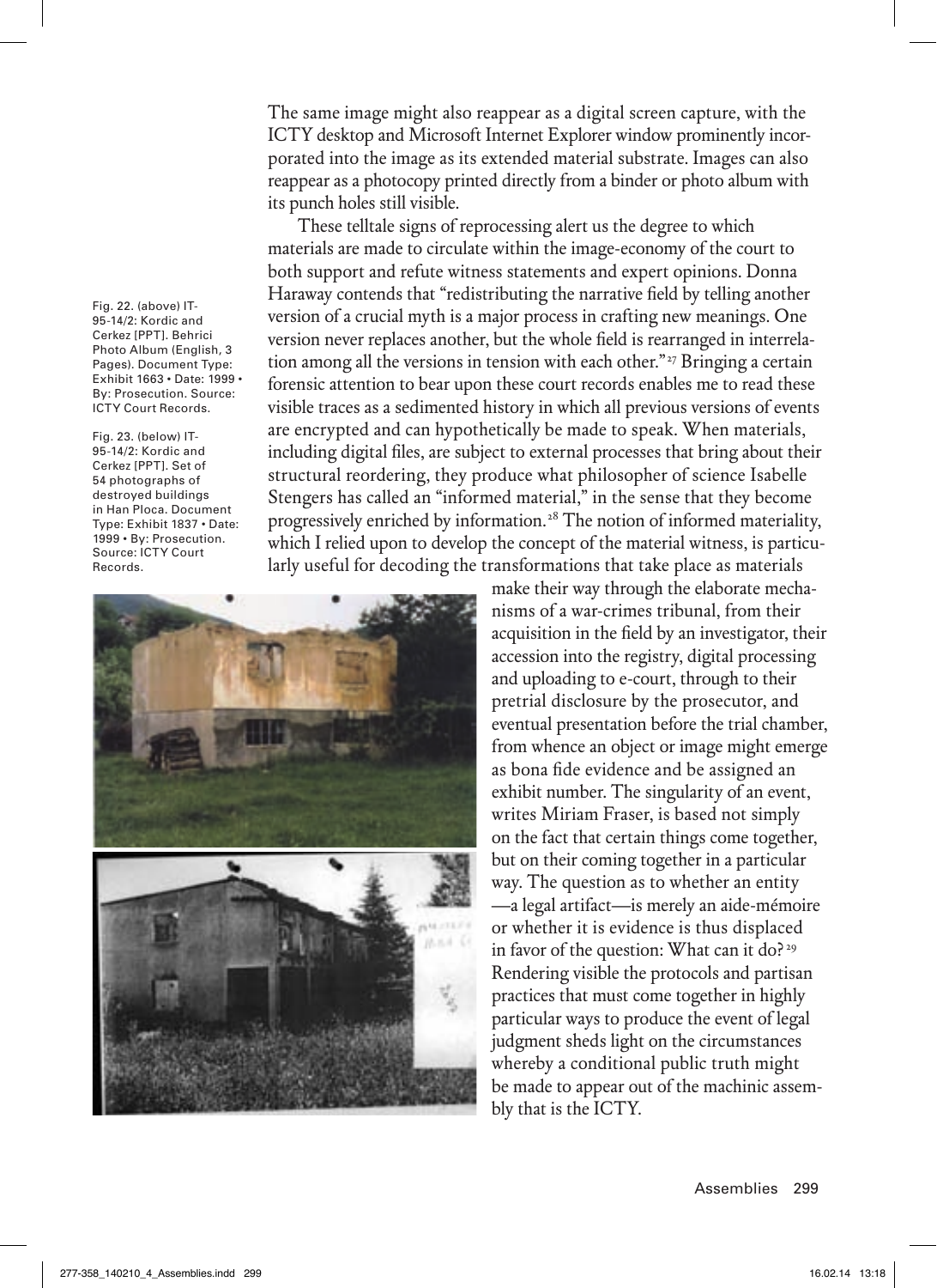The same image might also reappear as a digital screen capture, with the ICTY desktop and Microsoft Internet Explorer window prominently incorporated into the image as its extended material substrate. Images can also reappear as a photocopy printed directly from a binder or photo album with its punch holes still visible.

These telltale signs of reprocessing alert us the degree to which materials are made to circulate within the image-economy of the court to both support and refute witness statements and expert opinions. Donna Haraway contends that "redistributing the narrative field by telling another version of a crucial myth is a major process in crafting new meanings. One version never replaces another, but the whole field is rearranged in interrelation among all the versions in tension with each other."[27] Bringing a certain forensic attention to bear upon these court records enables me to read these visible traces as a sedimented history in which all previous versions of events are encrypted and can hypothetically be made to speak. When materials, including digital files, are subject to external processes that bring about their structural reordering, they produce what philosopher of science Isabelle Stengers has called an "informed material," in the sense that they become progressively enriched by information.[28] The notion of informed materiality, which I relied upon to develop the concept of the material witness, is particularly useful for decoding the transformations that take place as materials make their way through the elaborate mechanisms of a war-crimes tribunal, from their acquisition in the field by an investigator, their accession into the registry, digital processing and uploading to e-court, through to their pretrial disclosure by the prosecutor, and eventual presentation before the trial chamber, from whence an object or image might emerge as bona fide evidence and be assigned an exhibit number. The singularity of an event, writes Miriam Fraser, is based not simply on the fact that certain things come together, but on their coming together in a particular way. The question as to whether an entity —a legal artifact—is merely an aide-mémoire or whether it is evidence is thus displaced in favor of the question: What can it do?[29] Rendering visible the protocols and partisan practices that must come together in highly particular ways to produce the event of legal judgment sheds light on the circumstances whereby a conditional public truth might be made to appear out of the machinic assembly that is the ICTY.

Fig. 22. (above) IT-95-14/2: Kordic and Cerkez [PPT]. Behrici Photo Album (English, 3 Pages). Document Type: Exhibit 1663 • Date: 1999 • By: Prosecution. Source: ICTY Court Records.

Fig. 23. (below) IT-95-14/2: Kordic and Cerkez [PPT]. Set of 54 photographs of destroyed buildings in Han Ploca. Document Type: Exhibit 1837 • Date: 1999 • By: Prosecution. Source: ICTY Court Records.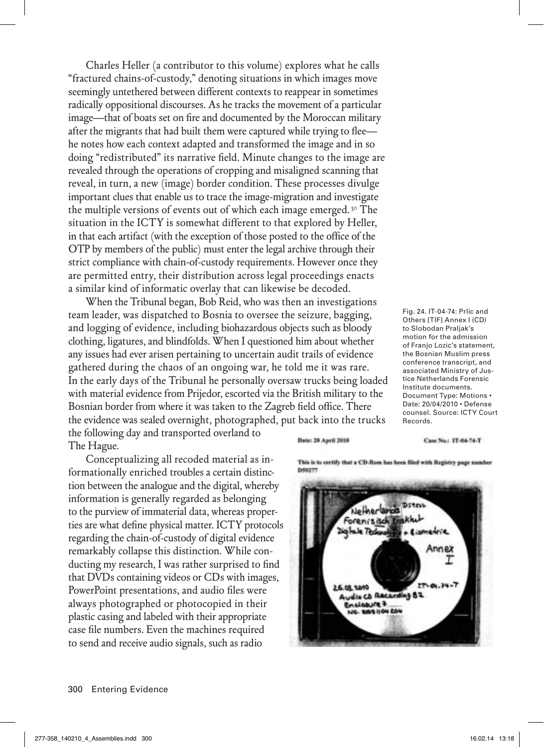Charles Heller (a contributor to this volume) explores what he calls "fractured chains-of-custody," denoting situations in which images move seemingly untethered between different contexts to reappear in sometimes radically oppositional discourses. As he tracks the movement of a particular image—that of boats set on fire and documented by the Moroccan military after the migrants that had built them were captured while trying to flee—he notes how each context adapted and transformed the image and in so doing "redistributed" its narrative field. Minute changes to the image are revealed through the operations of cropping and misaligned scanning that reveal, in turn, a new (image) border condition. These processes divulge important clues that enable us to trace the image-migration and investigate the multiple versions of events out of which each image emerged.[30] The situation in the ICTY is somewhat different to that explored by Heller, in that each artifact (with the exception of those posted to the office of the OTP by members of the public) must enter the legal archive through their strict compliance with chain-of-custody requirements. However once they are permitted entry, their distribution across legal proceedings enacts a similar kind of informatic overlay that can likewise be decoded.

When the Tribunal began, Bob Reid, who was then an investigations team leader, was dispatched to Bosnia to oversee the seizure, bagging, and logging of evidence, including biohazardous objects such as bloody clothing, ligatures, and blindfolds. When I questioned him about whether any issues had ever arisen pertaining to uncertain audit trails of evidence gathered during the chaos of an ongoing war, he told me it was rare. In the early days of the Tribunal he personally oversaw trucks being loaded with material evidence from Prijedor, escorted via the British military to the Bosnian border from where it was taken to the Zagreb field office. There the evidence was sealed overnight, photographed, put back into the trucks the following day and transported overland to The Hague.

Conceptualizing all recoded material as informationally enriched troubles a certain distinction between the analogue and the digital, whereby information is generally regarded as belonging to the purview of immaterial data, whereas properties are what define physical matter. ICTY protocols regarding the chain-of-custody of digital evidence remarkably collapse this distinction. While conducting my research, I was rather surprised to find that DVDs containing videos or CDs with images, PowerPoint presentations, and audio files were always photographed or photocopied in their plastic casing and labeled with their appropriate case file numbers. Even the machines required to send and receive audio signals, such as radio

Fig. 24. IT-04-74: Prlic and Others [TIF] Annex I (CD) to Slobodan Praljak's motion for the admission of Franjo Lozic's statement, the Bosnian Muslim press conference transcript, and associated Ministry of Justice Netherlands Forensic Institute documents. Document Type: Motions • Date: 20/04/2010 • Defense counsel. Source: ICTY Court Records.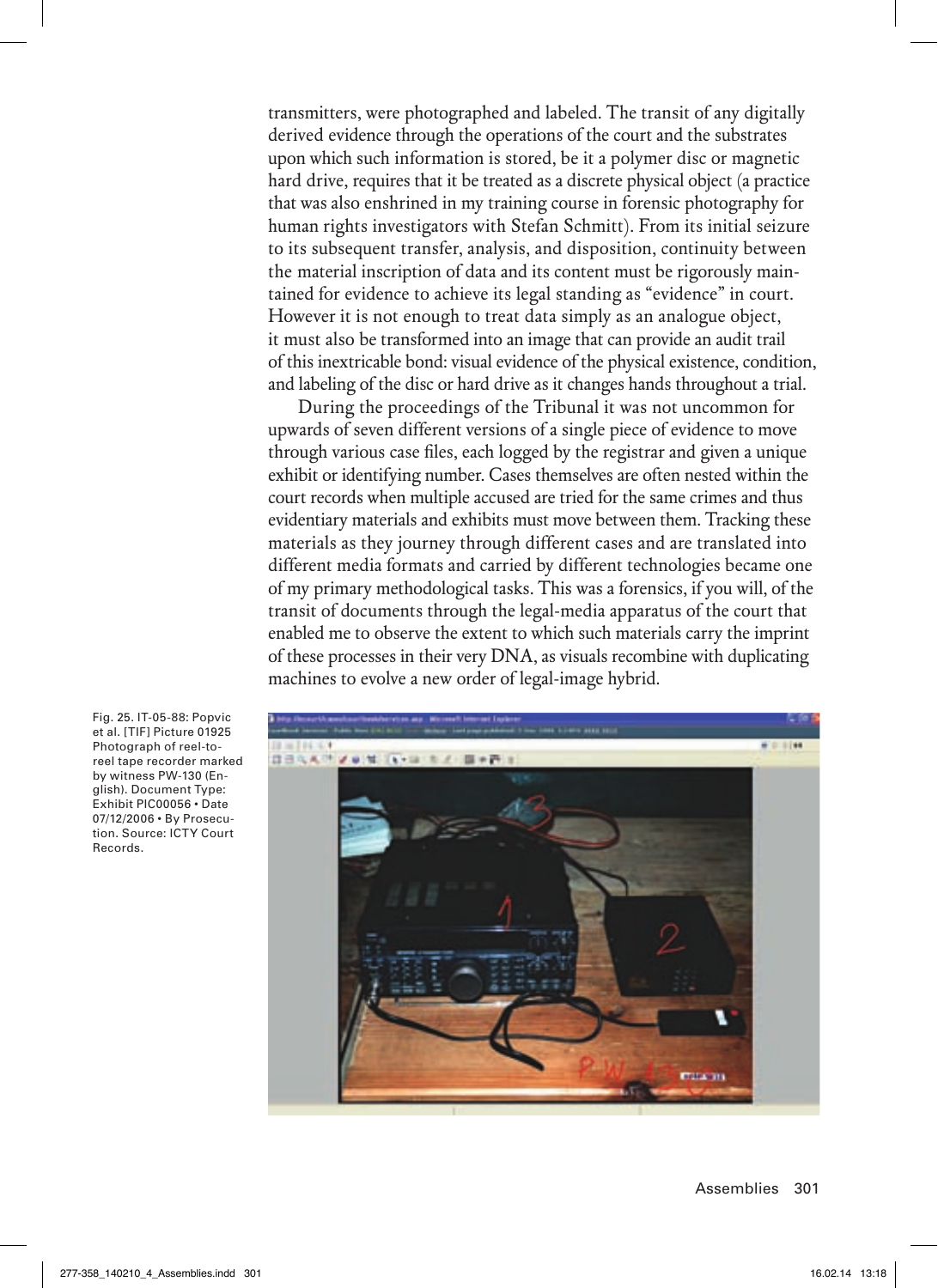transmitters, were photographed and labeled. The transit of any digitally derived evidence through the operations of the court and the substrates upon which such information is stored, be it a polymer disc or magnetic hard drive, requires that it be treated as a discrete physical object (a practice that was also enshrined in my training course in forensic photography for human rights investigators with Stefan Schmitt). From its initial seizure to its subsequent transfer, analysis, and disposition, continuity between the material inscription of data and its content must be rigorously maintained for evidence to achieve its legal standing as "evidence" in court. However it is not enough to treat data simply as an analogue object, it must also be transformed into an image that can provide an audit trail of this inextricable bond: visual evidence of the physical existence, condition, and labeling of the disc or hard drive as it changes hands throughout a trial.

During the proceedings of the Tribunal it was not uncommon for upwards of seven different versions of a single piece of evidence to move through various case files, each logged by the registrar and given a unique exhibit or identifying number. Cases themselves are often nested within the court records when multiple accused are tried for the same crimes and thus evidentiary materials and exhibits must move between them. Tracking these materials as they journey through different cases and are translated into different media formats and carried by different technologies became one of my primary methodological tasks. This was a forensics, if you will, of the transit of documents through the legal-media apparatus of the court that enabled me to observe the extent to which such materials carry the imprint of these processes in their very DNA, as visuals recombine with duplicating machines to evolve a new order of legal-image hybrid.

Fig. 25. IT-05-88: Popvic et al. [TIF] Picture 01925 Photograph of reel-to-reel tape recorder marked by witness PW-130 (English). Document Type: Exhibit PIC00056 • Date 07/12/2006 • By Prosecution. Source: ICTY Court Records.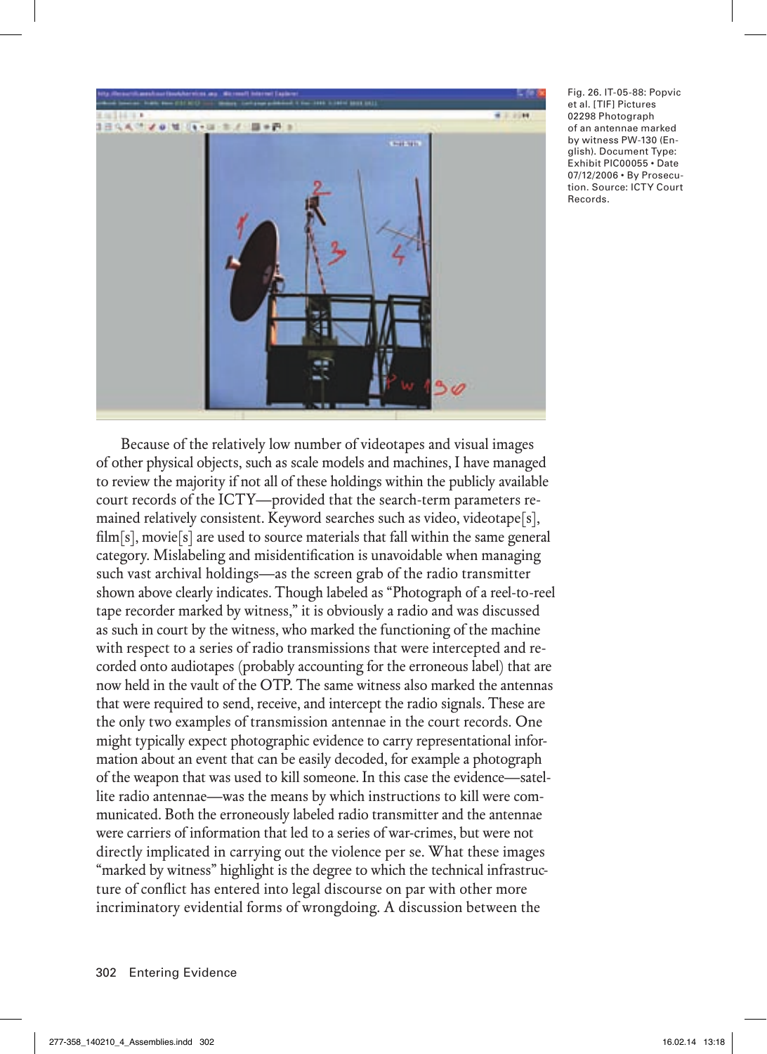Fig. 26. IT-05-88: Popvic et al. [TIF] Pictures 02298 Photograph of an antennae marked by witness PW-130 (English). Document Type: Exhibit PIC00055 • Date 07/12/2006 • By Prosecution. Source: ICTY Court Records.

Because of the relatively low number of videotapes and visual images of other physical objects, such as scale models and machines, I have managed to review the majority if not all of these holdings within the publicly available court records of the ICTY—provided that the search-term parameters remained relatively consistent. Keyword searches such as video, videotape[s], film[s], movie[s] are used to source materials that fall within the same general category. Mislabeling and misidentification is unavoidable when managing such vast archival holdings—as the screen grab of the radio transmitter shown above clearly indicates. Though labeled as "Photograph of a reel-to-reel tape recorder marked by witness," it is obviously a radio and was discussed as such in court by the witness, who marked the functioning of the machine with respect to a series of radio transmissions that were intercepted and recorded onto audiotapes (probably accounting for the erroneous label) that are now held in the vault of the OTP. The same witness also marked the antennas that were required to send, receive, and intercept the radio signals. These are the only two examples of transmission antennae in the court records. One might typically expect photographic evidence to carry representational information about an event that can be easily decoded, for example a photograph of the weapon that was used to kill someone. In this case the evidence—satellite radio antennae—was the means by which instructions to kill were communicated. Both the erroneously labeled radio transmitter and the antennae were carriers of information that led to a series of war-crimes, but were not directly implicated in carrying out the violence per se. What these images "marked by witness" highlight is the degree to which the technical infrastructure of conflict has entered into legal discourse on par with other more incriminatory evidential forms of wrongdoing. A discussion between the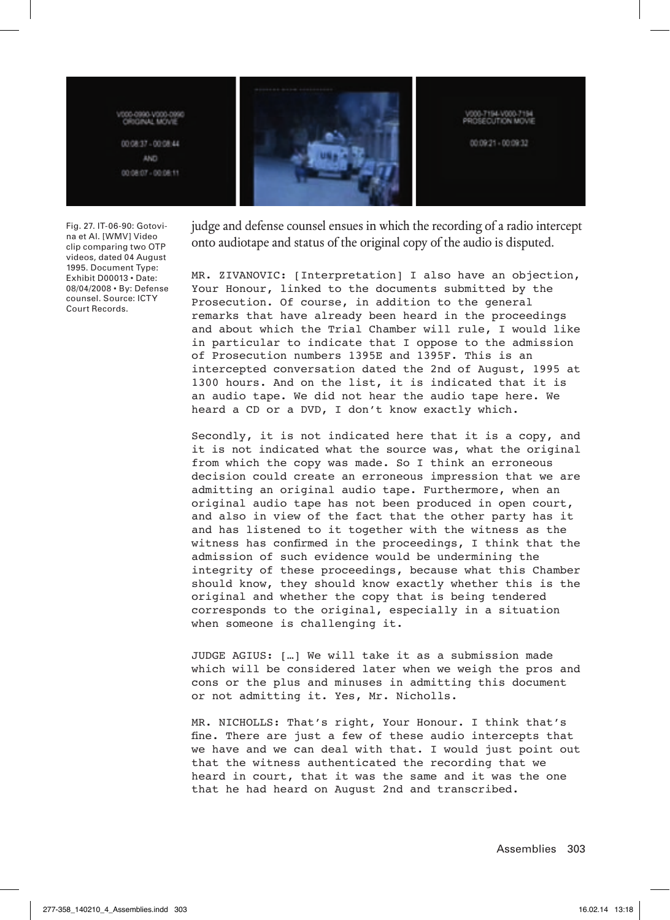Fig. 27. IT-06-90: Gotovina et Al. [WMV] Video clip comparing two OTP videos, dated 04 August 1995. Document Type: Exhibit D00013 • Date: 08/04/2008 • By: Defense counsel. Source: ICTY Court Records.

judge and defense counsel ensues in which the recording of a radio intercept onto audiotape and status of the original copy of the audio is disputed.

MR. ZIVANOVIC: [Interpretation] I also have an objection, Your Honour, linked to the documents submitted by the Prosecution. Of course, in addition to the general remarks that have already been heard in the proceedings and about which the Trial Chamber will rule, I would like in particular to indicate that I oppose to the admission of Prosecution numbers 1395E and 1395F. This is an intercepted conversation dated the 2nd of August, 1995 at 1300 hours. And on the list, it is indicated that it is an audio tape. We did not hear the audio tape here. We heard a CD or a DVD, I don't know exactly which.

Secondly, it is not indicated here that it is a copy, and it is not indicated what the source was, what the original from which the copy was made. So I think an erroneous decision could create an erroneous impression that we are admitting an original audio tape. Furthermore, when an original audio tape has not been produced in open court, and also in view of the fact that the other party has it and has listened to it together with the witness as the witness has confirmed in the proceedings, I think that the admission of such evidence would be undermining the integrity of these proceedings, because what this Chamber should know, they should know exactly whether this is the original and whether the copy that is being tendered corresponds to the original, especially in a situation when someone is challenging it.

JUDGE AGIUS: […] We will take it as a submission made which will be considered later when we weigh the pros and cons or the plus and minuses in admitting this document or not admitting it. Yes, Mr. Nicholls.

MR. NICHOLLS: That's right, Your Honour. I think that's fine. There are just a few of these audio intercepts that we have and we can deal with that. I would just point out that the witness authenticated the recording that we heard in court, that it was the same and it was the one that he had heard on August 2nd and transcribed.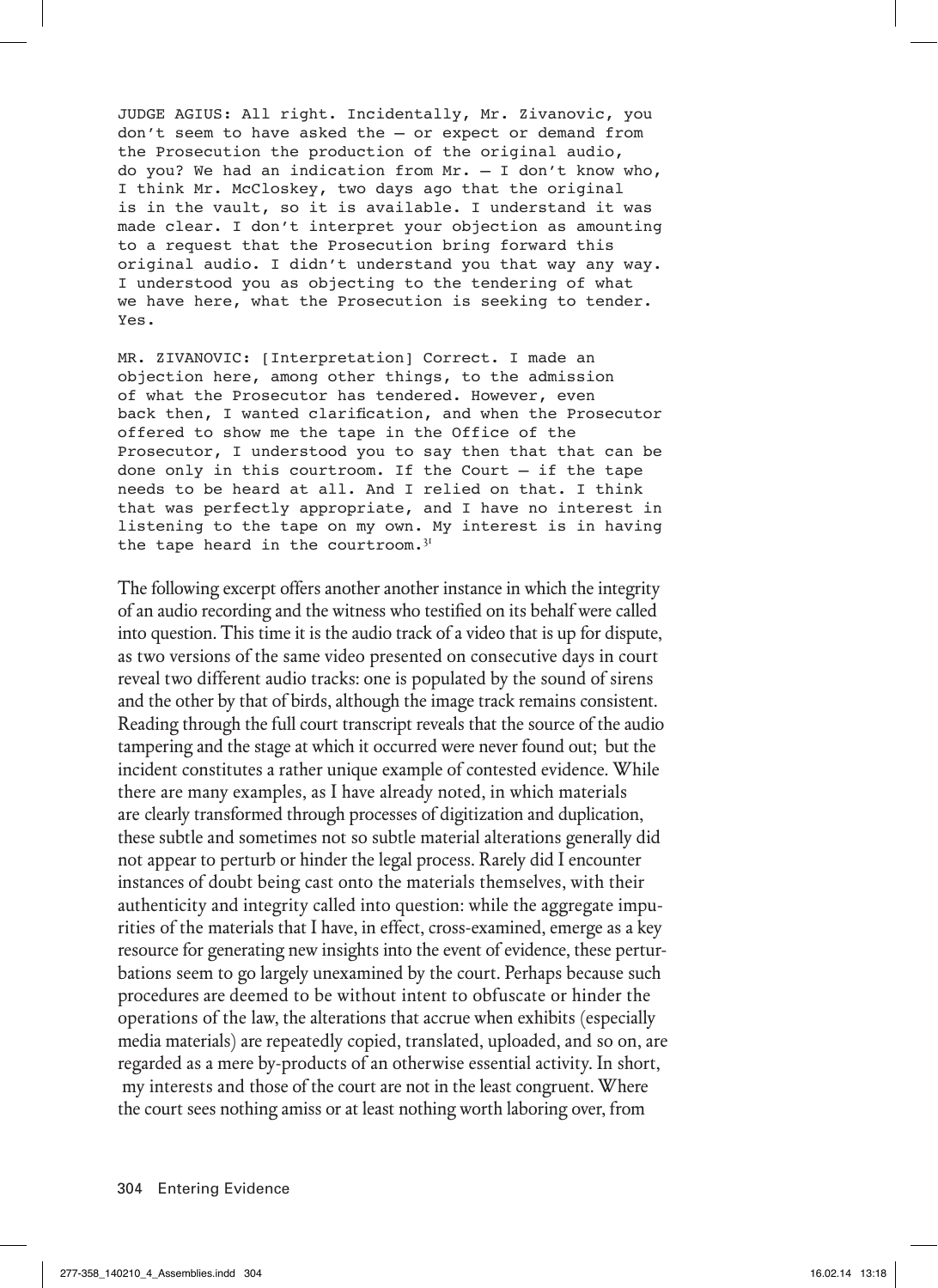JUDGE AGIUS: All right. Incidentally, Mr. Zivanovic, you don't seem to have asked the – or expect or demand from the Prosecution the production of the original audio, do you? We had an indication from Mr. – I don't know who, I think Mr. McCloskey, two days ago that the original is in the vault, so it is available. I understand it was made clear. I don't interpret your objection as amounting to a request that the Prosecution bring forward this original audio. I didn't understand you that way any way. I understood you as objecting to the tendering of what we have here, what the Prosecution is seeking to tender. Yes.

MR. ZIVANOVIC: [Interpretation] Correct. I made an objection here, among other things, to the admission of what the Prosecutor has tendered. However, even back then, I wanted clarification, and when the Prosecutor offered to show me the tape in the Office of the Prosecutor, I understood you to say then that that can be done only in this courtroom. If the Court – if the tape needs to be heard at all. And I relied on that. I think that was perfectly appropriate, and I have no interest in listening to the tape on my own. My interest is in having the tape heard in the courtroom.[31]

The following excerpt offers another another instance in which the integrity of an audio recording and the witness who testified on its behalf were called into question. This time it is the audio track of a video that is up for dispute, as two versions of the same video presented on consecutive days in court reveal two different audio tracks: one is populated by the sound of sirens and the other by that of birds, although the image track remains consistent. Reading through the full court transcript reveals that the source of the audio tampering and the stage at which it occurred were never found out; but the incident constitutes a rather unique example of contested evidence. While there are many examples, as I have already noted, in which materials are clearly transformed through processes of digitization and duplication, these subtle and sometimes not so subtle material alterations generally did not appear to perturb or hinder the legal process. Rarely did I encounter instances of doubt being cast onto the materials themselves, with their authenticity and integrity called into question: while the aggregate impurities of the materials that I have, in effect, cross-examined, emerge as a key resource for generating new insights into the event of evidence, these perturbations seem to go largely unexamined by the court. Perhaps because such procedures are deemed to be without intent to obfuscate or hinder the operations of the law, the alterations that accrue when exhibits (especially media materials) are repeatedly copied, translated, uploaded, and so on, are regarded as a mere by-products of an otherwise essential activity. In short, my interests and those of the court are not in the least congruent. Where the court sees nothing amiss or at least nothing worth laboring over, from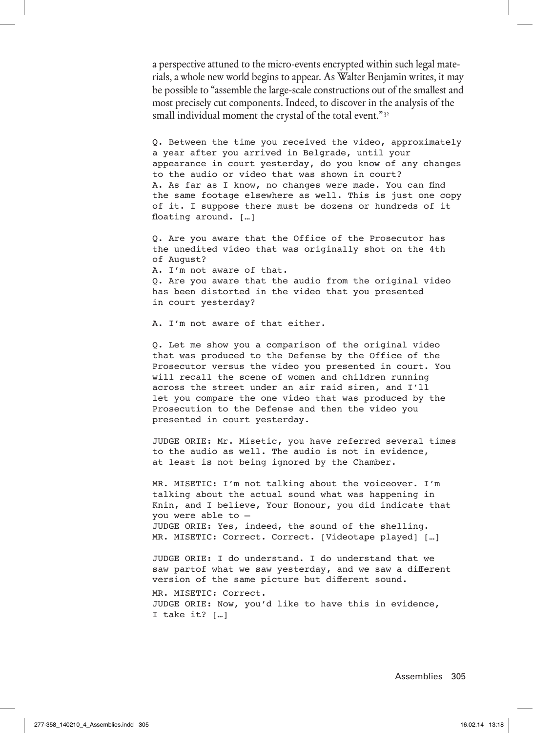a perspective attuned to the micro-events encrypted within such legal materials, a whole new world begins to appear. As Walter Benjamin writes, it may be possible to "assemble the large-scale constructions out of the smallest and most precisely cut components. Indeed, to discover in the analysis of the small individual moment the crystal of the total event."[32]

```
Q. Between the time you received the video, approximately
a year after you arrived in Belgrade, until your
appearance in court yesterday, do you know of any changes
to the audio or video that was shown in court?
A. As far as I know, no changes were made. You can find
the same footage elsewhere as well. This is just one copy
of it. I suppose there must be dozens or hundreds of it
floating around. […]

Q. Are you aware that the Office of the Prosecutor has
the unedited video that was originally shot on the 4th
of August?
A. I'm not aware of that.
Q. Are you aware that the audio from the original video
has been distorted in the video that you presented
in court yesterday?

A. I'm not aware of that either.

Q. Let me show you a comparison of the original video
that was produced to the Defense by the Office of the
Prosecutor versus the video you presented in court. You
will recall the scene of women and children running
across the street under an air raid siren, and I'll
let you compare the one video that was produced by the
Prosecution to the Defense and then the video you
presented in court yesterday.

JUDGE ORIE: Mr. Misetic, you have referred several times
to the audio as well. The audio is not in evidence,
at least is not being ignored by the Chamber.

MR. MISETIC: I'm not talking about the voiceover. I'm
talking about the actual sound what was happening in
Knin, and I believe, Your Honour, you did indicate that
you were able to —
JUDGE ORIE: Yes, indeed, the sound of the shelling.
MR. MISETIC: Correct. Correct. [Videotape played] […]

JUDGE ORIE: I do understand. I do understand that we
saw partof what we saw yesterday, and we saw a different
version of the same picture but different sound.
MR. MISETIC: Correct.
JUDGE ORIE: Now, you'd like to have this in evidence,
I take it? […]
```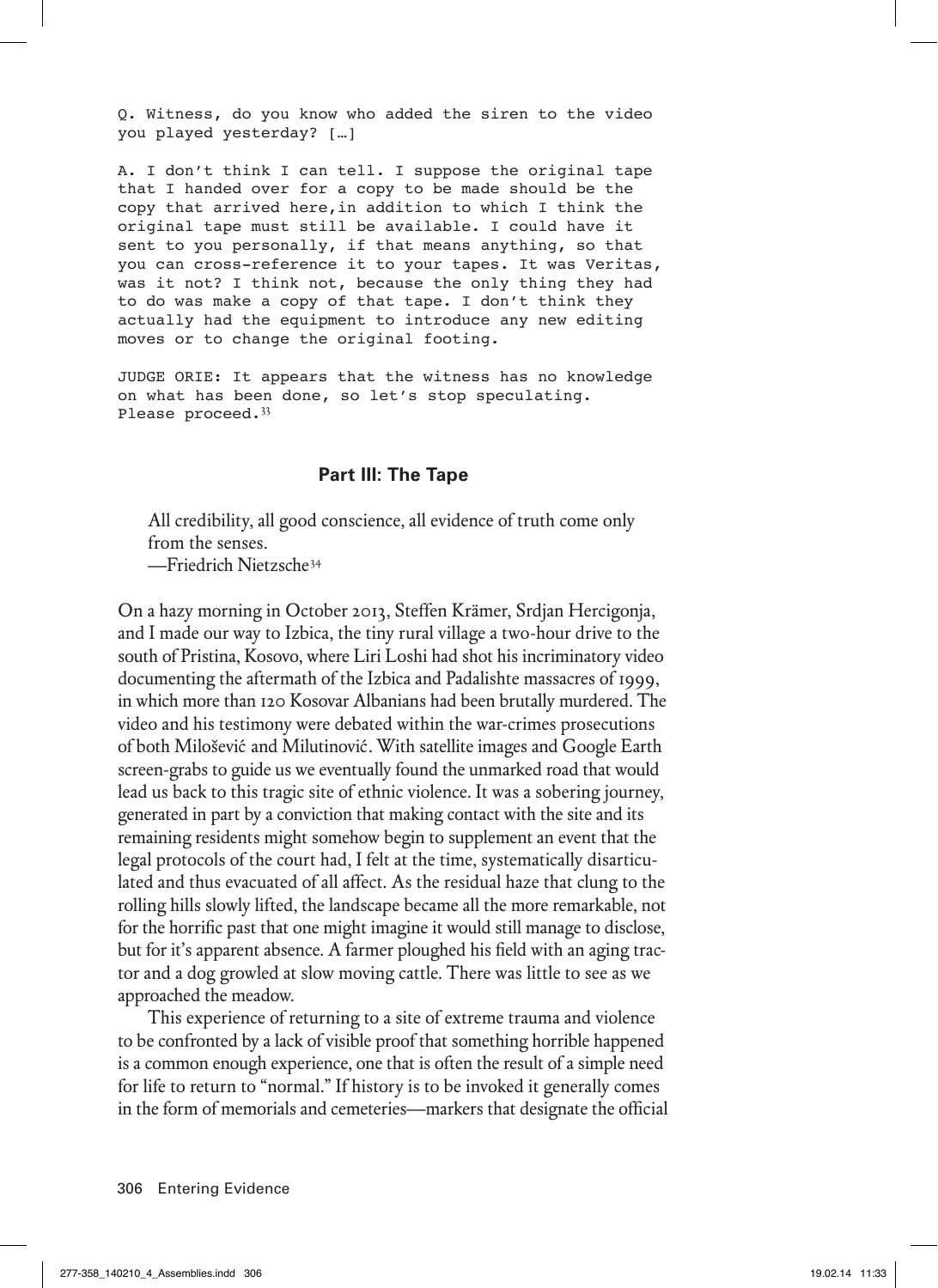```
Q. Witness, do you know who added the siren to the video
you played yesterday? […]

A. I don't think I can tell. I suppose the original tape
that I handed over for a copy to be made should be the
copy that arrived here,in addition to which I think the
original tape must still be available. I could have it
sent to you personally, if that means anything, so that
you can cross-reference it to your tapes. It was Veritas,
was it not? I think not, because the only thing they had
to do was make a copy of that tape. I don't think they
actually had the equipment to introduce any new editing
moves or to change the original footing.

JUDGE ORIE: It appears that the witness has no knowledge
on what has been done, so let's stop speculating.
Please proceed.[33]
```

## Part III: The Tape

> All credibility, all good conscience, all evidence of truth come only from the senses.
> —Friedrich Nietzsche[34]

On a hazy morning in October 2013, Steffen Krämer, Srdjan Hercigonja, and I made our way to Izbica, the tiny rural village a two-hour drive to the south of Pristina, Kosovo, where Liri Loshi had shot his incriminatory video documenting the aftermath of the Izbica and Padalishte massacres of 1999, in which more than 120 Kosovar Albanians had been brutally murdered. The video and his testimony were debated within the war-crimes prosecutions of both Milošević and Milutinović. With satellite images and Google Earth screen-grabs to guide us we eventually found the unmarked road that would lead us back to this tragic site of ethnic violence. It was a sobering journey, generated in part by a conviction that making contact with the site and its remaining residents might somehow begin to supplement an event that the legal protocols of the court had, I felt at the time, systematically disarticulated and thus evacuated of all affect. As the residual haze that clung to the rolling hills slowly lifted, the landscape became all the more remarkable, not for the horrific past that one might imagine it would still manage to disclose, but for it's apparent absence. A farmer ploughed his field with an aging tractor and a dog growled at slow moving cattle. There was little to see as we approached the meadow.

This experience of returning to a site of extreme trauma and violence to be confronted by a lack of visible proof that something horrible happened is a common enough experience, one that is often the result of a simple need for life to return to "normal." If history is to be invoked it generally comes in the form of memorials and cemeteries—markers that designate the official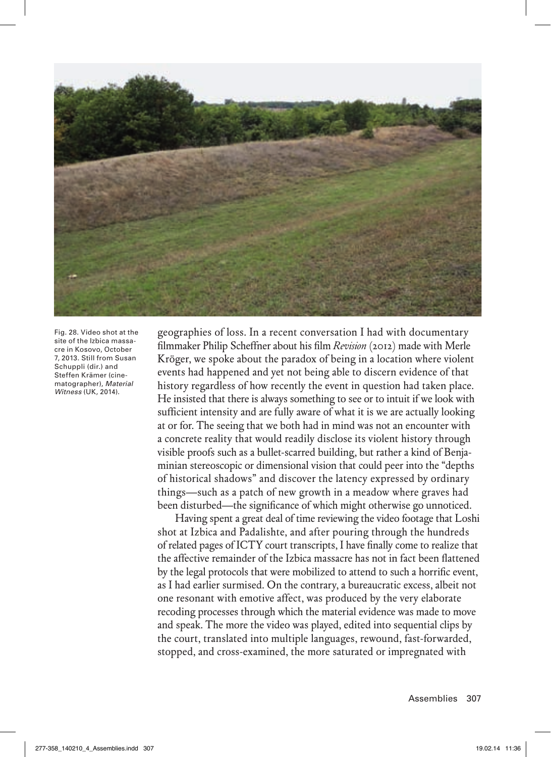Fig. 28. Video shot at the site of the Izbica massacre in Kosovo, October 7, 2013. Still from Susan Schuppli (dir.) and Steffen Krämer (cinematographer), *Material Witness* (UK, 2014).

geographies of loss. In a recent conversation I had with documentary filmmaker Philip Scheffner about his film *Revision* (2012) made with Merle Kröger, we spoke about the paradox of being in a location where violent events had happened and yet not being able to discern evidence of that history regardless of how recently the event in question had taken place. He insisted that there is always something to see or to intuit if we look with sufficient intensity and are fully aware of what it is we are actually looking at or for. The seeing that we both had in mind was not an encounter with a concrete reality that would readily disclose its violent history through visible proofs such as a bullet-scarred building, but rather a kind of Benjaminian stereoscopic or dimensional vision that could peer into the "depths of historical shadows" and discover the latency expressed by ordinary things—such as a patch of new growth in a meadow where graves had been disturbed—the significance of which might otherwise go unnoticed.

Having spent a great deal of time reviewing the video footage that Loshi shot at Izbica and Padalishte, and after pouring through the hundreds of related pages of ICTY court transcripts, I have finally come to realize that the affective remainder of the Izbica massacre has not in fact been flattened by the legal protocols that were mobilized to attend to such a horrific event, as I had earlier surmised. On the contrary, a bureaucratic excess, albeit not one resonant with emotive affect, was produced by the very elaborate recoding processes through which the material evidence was made to move and speak. The more the video was played, edited into sequential clips by the court, translated into multiple languages, rewound, fast-forwarded, stopped, and cross-examined, the more saturated or impregnated with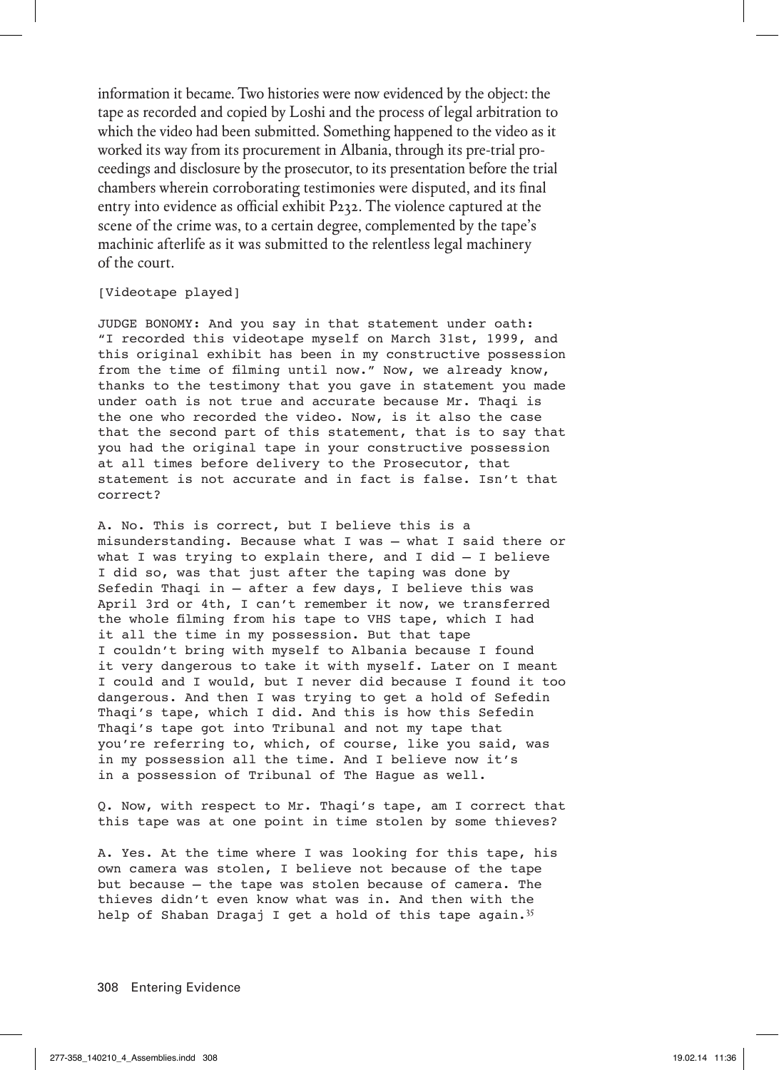information it became. Two histories were now evidenced by the object: the tape as recorded and copied by Loshi and the process of legal arbitration to which the video had been submitted. Something happened to the video as it worked its way from its procurement in Albania, through its pre-trial proceedings and disclosure by the prosecutor, to its presentation before the trial chambers wherein corroborating testimonies were disputed, and its final entry into evidence as official exhibit P232. The violence captured at the scene of the crime was, to a certain degree, complemented by the tape's machinic afterlife as it was submitted to the relentless legal machinery of the court.

[Videotape played]

JUDGE BONOMY: And you say in that statement under oath: "I recorded this videotape myself on March 31st, 1999, and this original exhibit has been in my constructive possession from the time of filming until now." Now, we already know, thanks to the testimony that you gave in statement you made under oath is not true and accurate because Mr. Thaqi is the one who recorded the video. Now, is it also the case that the second part of this statement, that is to say that you had the original tape in your constructive possession at all times before delivery to the Prosecutor, that statement is not accurate and in fact is false. Isn't that correct?

A. No. This is correct, but I believe this is a misunderstanding. Because what I was – what I said there or what I was trying to explain there, and I did – I believe I did so, was that just after the taping was done by Sefedin Thaqi in – after a few days, I believe this was April 3rd or 4th, I can't remember it now, we transferred the whole filming from his tape to VHS tape, which I had it all the time in my possession. But that tape I couldn't bring with myself to Albania because I found it very dangerous to take it with myself. Later on I meant I could and I would, but I never did because I found it too dangerous. And then I was trying to get a hold of Sefedin Thaqi's tape, which I did. And this is how this Sefedin Thaqi's tape got into Tribunal and not my tape that you're referring to, which, of course, like you said, was in my possession all the time. And I believe now it's in a possession of Tribunal of The Hague as well.

Q. Now, with respect to Mr. Thaqi's tape, am I correct that this tape was at one point in time stolen by some thieves?

A. Yes. At the time where I was looking for this tape, his own camera was stolen, I believe not because of the tape but because – the tape was stolen because of camera. The thieves didn't even know what was in. And then with the help of Shaban Dragaj I get a hold of this tape again.[35]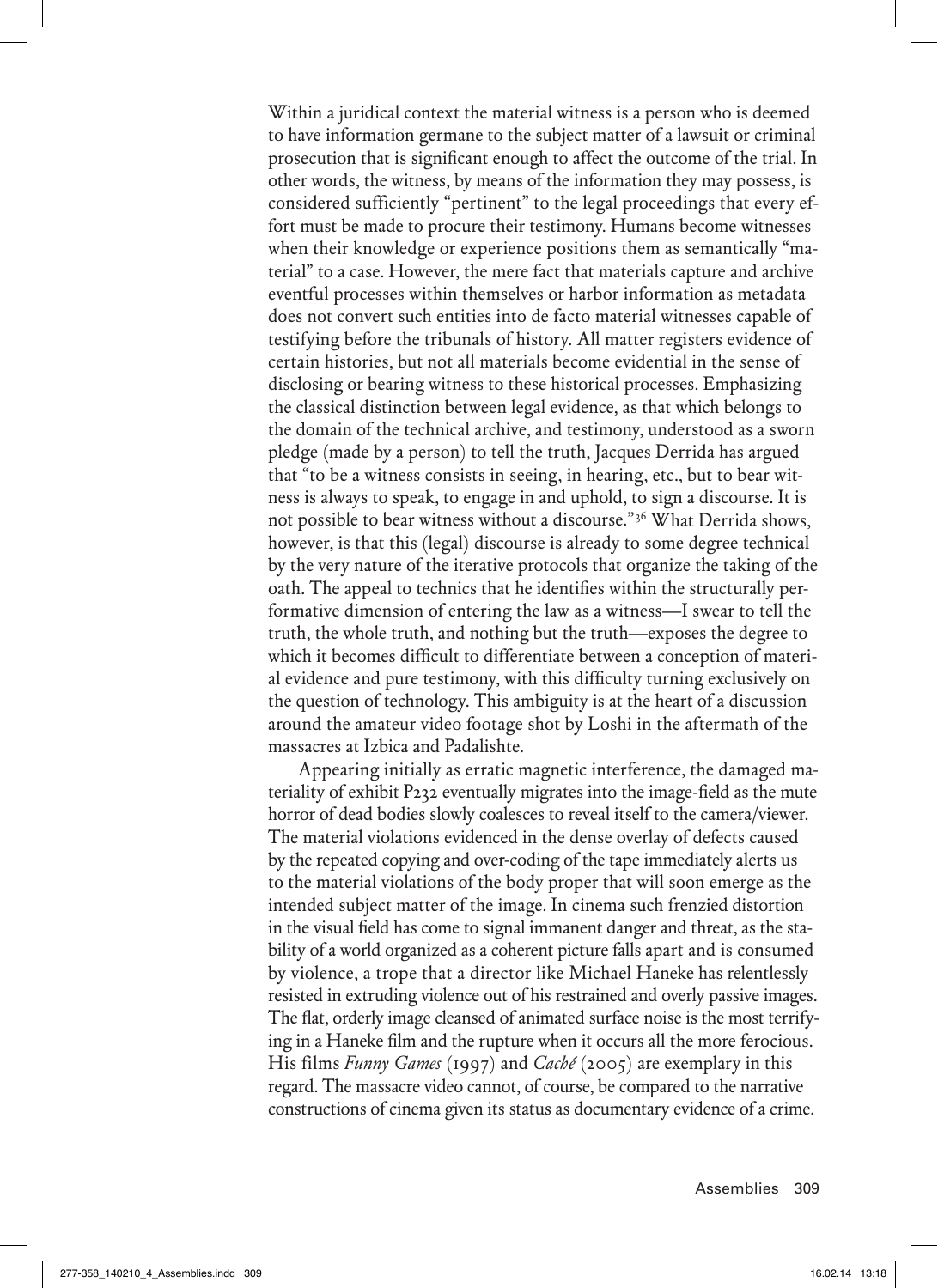Within a juridical context the material witness is a person who is deemed to have information germane to the subject matter of a lawsuit or criminal prosecution that is significant enough to affect the outcome of the trial. In other words, the witness, by means of the information they may possess, is considered sufficiently "pertinent" to the legal proceedings that every effort must be made to procure their testimony. Humans become witnesses when their knowledge or experience positions them as semantically "material" to a case. However, the mere fact that materials capture and archive eventful processes within themselves or harbor information as metadata does not convert such entities into de facto material witnesses capable of testifying before the tribunals of history. All matter registers evidence of certain histories, but not all materials become evidential in the sense of disclosing or bearing witness to these historical processes. Emphasizing the classical distinction between legal evidence, as that which belongs to the domain of the technical archive, and testimony, understood as a sworn pledge (made by a person) to tell the truth, Jacques Derrida has argued that "to be a witness consists in seeing, in hearing, etc., but to bear witness is always to speak, to engage in and uphold, to sign a discourse. It is not possible to bear witness without a discourse."[36] What Derrida shows, however, is that this (legal) discourse is already to some degree technical by the very nature of the iterative protocols that organize the taking of the oath. The appeal to technics that he identifies within the structurally performative dimension of entering the law as a witness—I swear to tell the truth, the whole truth, and nothing but the truth—exposes the degree to which it becomes difficult to differentiate between a conception of material evidence and pure testimony, with this difficulty turning exclusively on the question of technology. This ambiguity is at the heart of a discussion around the amateur video footage shot by Loshi in the aftermath of the massacres at Izbica and Padalishte.

Appearing initially as erratic magnetic interference, the damaged materiality of exhibit P232 eventually migrates into the image-field as the mute horror of dead bodies slowly coalesces to reveal itself to the camera/viewer. The material violations evidenced in the dense overlay of defects caused by the repeated copying and over-coding of the tape immediately alerts us to the material violations of the body proper that will soon emerge as the intended subject matter of the image. In cinema such frenzied distortion in the visual field has come to signal immanent danger and threat, as the stability of a world organized as a coherent picture falls apart and is consumed by violence, a trope that a director like Michael Haneke has relentlessly resisted in extruding violence out of his restrained and overly passive images. The flat, orderly image cleansed of animated surface noise is the most terrifying in a Haneke film and the rupture when it occurs all the more ferocious. His films *Funny Games* (1997) and *Caché* (2005) are exemplary in this regard. The massacre video cannot, of course, be compared to the narrative constructions of cinema given its status as documentary evidence of a crime.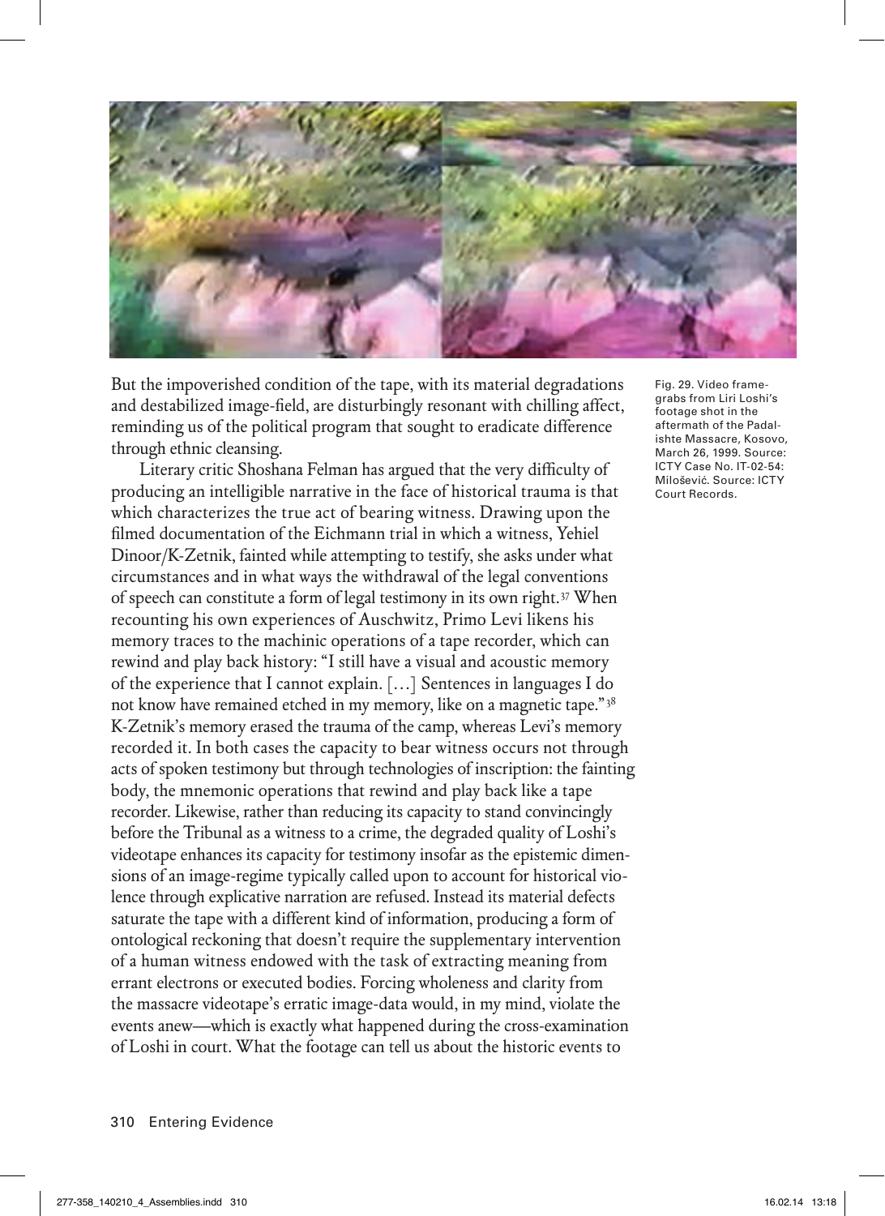But the impoverished condition of the tape, with its material degradations and destabilized image-field, are disturbingly resonant with chilling affect, reminding us of the political program that sought to eradicate difference through ethnic cleansing.

Literary critic Shoshana Felman has argued that the very difficulty of producing an intelligible narrative in the face of historical trauma is that which characterizes the true act of bearing witness. Drawing upon the filmed documentation of the Eichmann trial in which a witness, Yehiel Dinoor/K-Zetnik, fainted while attempting to testify, she asks under what circumstances and in what ways the withdrawal of the legal conventions of speech can constitute a form of legal testimony in its own right.[37] When recounting his own experiences of Auschwitz, Primo Levi likens his memory traces to the machinic operations of a tape recorder, which can rewind and play back history: "I still have a visual and acoustic memory of the experience that I cannot explain. […] Sentences in languages I do not know have remained etched in my memory, like on a magnetic tape."[38] K-Zetnik's memory erased the trauma of the camp, whereas Levi's memory recorded it. In both cases the capacity to bear witness occurs not through acts of spoken testimony but through technologies of inscription: the fainting body, the mnemonic operations that rewind and play back like a tape recorder. Likewise, rather than reducing its capacity to stand convincingly before the Tribunal as a witness to a crime, the degraded quality of Loshi's videotape enhances its capacity for testimony insofar as the epistemic dimensions of an image-regime typically called upon to account for historical violence through explicative narration are refused. Instead its material defects saturate the tape with a different kind of information, producing a form of ontological reckoning that doesn't require the supplementary intervention of a human witness endowed with the task of extracting meaning from errant electrons or executed bodies. Forcing wholeness and clarity from the massacre videotape's erratic image-data would, in my mind, violate the events anew—which is exactly what happened during the cross-examination of Loshi in court. What the footage can tell us about the historic events to

Fig. 29. Video frame-grabs from Liri Loshi's footage shot in the aftermath of the Padalishte Massacre, Kosovo, March 26, 1999. Source: ICTY Case No. IT-02-54: Milošević. Source: ICTY Court Records.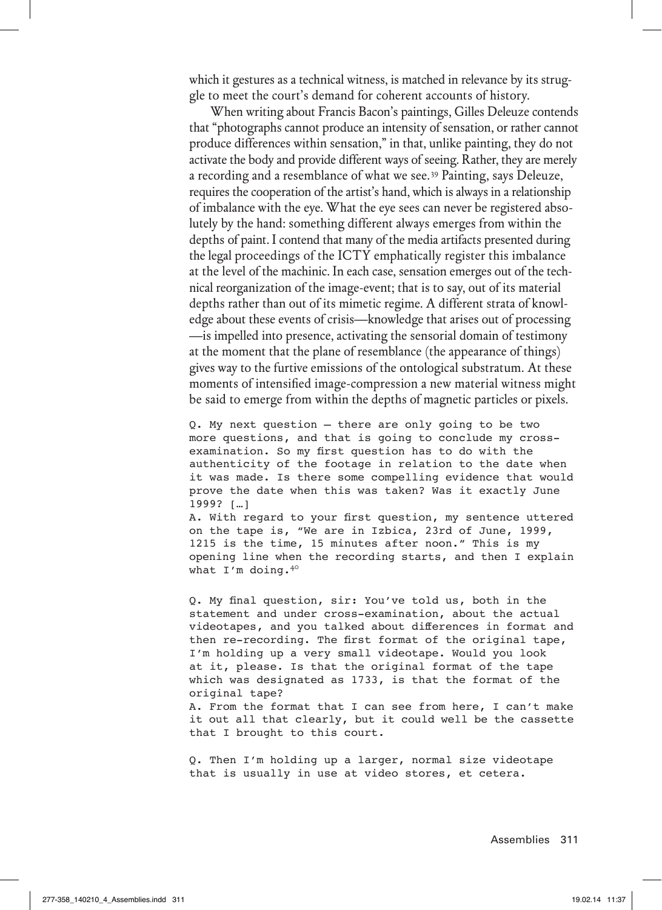which it gestures as a technical witness, is matched in relevance by its struggle to meet the court's demand for coherent accounts of history.

When writing about Francis Bacon's paintings, Gilles Deleuze contends that "photographs cannot produce an intensity of sensation, or rather cannot produce differences within sensation," in that, unlike painting, they do not activate the body and provide different ways of seeing. Rather, they are merely a recording and a resemblance of what we see.[39] Painting, says Deleuze, requires the cooperation of the artist's hand, which is always in a relationship of imbalance with the eye. What the eye sees can never be registered absolutely by the hand: something different always emerges from within the depths of paint. I contend that many of the media artifacts presented during the legal proceedings of the ICTY emphatically register this imbalance at the level of the machinic. In each case, sensation emerges out of the technical reorganization of the image-event; that is to say, out of its material depths rather than out of its mimetic regime. A different strata of knowledge about these events of crisis—knowledge that arises out of processing—is impelled into presence, activating the sensorial domain of testimony at the moment that the plane of resemblance (the appearance of things) gives way to the furtive emissions of the ontological substratum. At these moments of intensified image-compression a new material witness might be said to emerge from within the depths of magnetic particles or pixels.

```
Q. My next question – there are only going to be two
more questions, and that is going to conclude my cross-
examination. So my first question has to do with the
authenticity of the footage in relation to the date when
it was made. Is there some compelling evidence that would
prove the date when this was taken? Was it exactly June
1999? […]
A. With regard to your first question, my sentence uttered
on the tape is, "We are in Izbica, 23rd of June, 1999,
1215 is the time, 15 minutes after noon." This is my
opening line when the recording starts, and then I explain
what I'm doing.[40]

Q. My final question, sir: You've told us, both in the
statement and under cross-examination, about the actual
videotapes, and you talked about differences in format and
then re-recording. The first format of the original tape,
I'm holding up a very small videotape. Would you look
at it, please. Is that the original format of the tape
which was designated as 1733, is that the format of the
original tape?
A. From the format that I can see from here, I can't make
it out all that clearly, but it could well be the cassette
that I brought to this court.

Q. Then I'm holding up a larger, normal size videotape
that is usually in use at video stores, et cetera.
```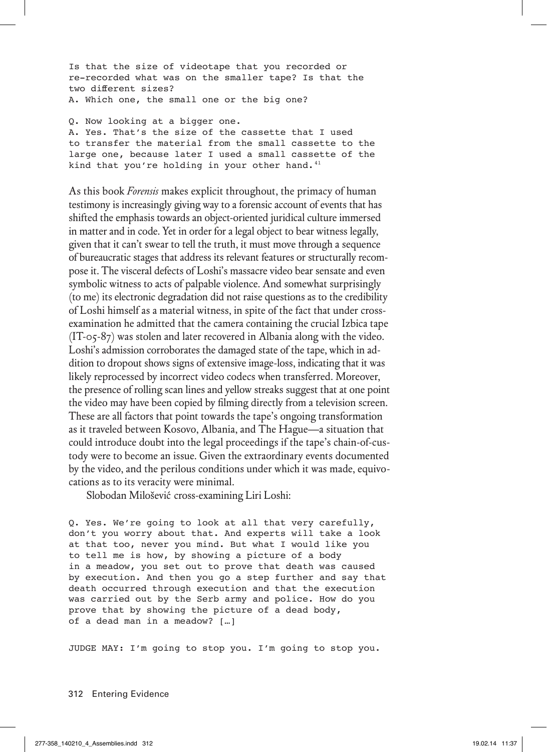```
Is that the size of videotape that you recorded or
re-recorded what was on the smaller tape? Is that the
two different sizes?
A. Which one, the small one or the big one?

Q. Now looking at a bigger one.
A. Yes. That's the size of the cassette that I used
to transfer the material from the small cassette to the
large one, because later I used a small cassette of the
kind that you're holding in your other hand.[41]
```

As this book *Forensis* makes explicit throughout, the primacy of human testimony is increasingly giving way to a forensic account of events that has shifted the emphasis towards an object-oriented juridical culture immersed in matter and in code. Yet in order for a legal object to bear witness legally, given that it can't swear to tell the truth, it must move through a sequence of bureaucratic stages that address its relevant features or structurally recompose it. The visceral defects of Loshi's massacre video bear sensate and even symbolic witness to acts of palpable violence. And somewhat surprisingly (to me) its electronic degradation did not raise questions as to the credibility of Loshi himself as a material witness, in spite of the fact that under cross-examination he admitted that the camera containing the crucial Izbica tape (IT-05-87) was stolen and later recovered in Albania along with the video. Loshi's admission corroborates the damaged state of the tape, which in addition to dropout shows signs of extensive image-loss, indicating that it was likely reprocessed by incorrect video codecs when transferred. Moreover, the presence of rolling scan lines and yellow streaks suggest that at one point the video may have been copied by filming directly from a television screen. These are all factors that point towards the tape's ongoing transformation as it traveled between Kosovo, Albania, and The Hague—a situation that could introduce doubt into the legal proceedings if the tape's chain-of-custody were to become an issue. Given the extraordinary events documented by the video, and the perilous conditions under which it was made, equivocations as to its veracity were minimal.

Slobodan Milošević cross-examining Liri Loshi:

```
Q. Yes. We're going to look at all that very carefully,
don't you worry about that. And experts will take a look
at that too, never you mind. But what I would like you
to tell me is how, by showing a picture of a body
in a meadow, you set out to prove that death was caused
by execution. And then you go a step further and say that
death occurred through execution and that the execution
was carried out by the Serb army and police. How do you
prove that by showing the picture of a dead body,
of a dead man in a meadow? […]

JUDGE MAY: I'm going to stop you. I'm going to stop you.
```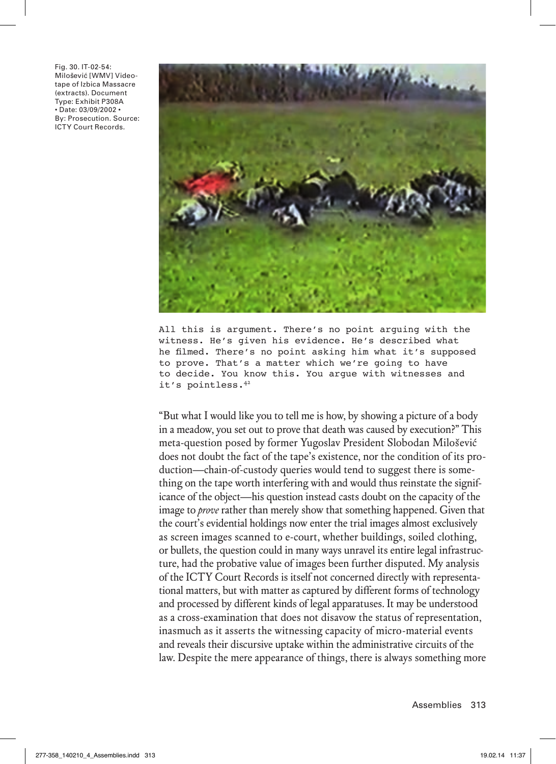Fig. 30. IT-02-54: Milošević [WMV] Videotape of Izbica Massacre (extracts). Document Type: Exhibit P308A • Date: 03/09/2002 • By: Prosecution. Source: ICTY Court Records.

```
All this is argument. There's no point arguing with the
witness. He's given his evidence. He's described what
he filmed. There's no point asking him what it's supposed
to prove. That's a matter which we're going to have
to decide. You know this. You argue with witnesses and
it's pointless.[41]
```

"But what I would like you to tell me is how, by showing a picture of a body in a meadow, you set out to prove that death was caused by execution?" This meta-question posed by former Yugoslav President Slobodan Milošević does not doubt the fact of the tape's existence, nor the condition of its production—chain-of-custody queries would tend to suggest there is something on the tape worth interfering with and would thus reinstate the significance of the object—his question instead casts doubt on the capacity of the image to *prove* rather than merely show that something happened. Given that the court's evidential holdings now enter the trial images almost exclusively as screen images scanned to e-court, whether buildings, soiled clothing, or bullets, the question could in many ways unravel its entire legal infrastructure, had the probative value of images been further disputed. My analysis of the ICTY Court Records is itself not concerned directly with representational matters, but with matter as captured by different forms of technology and processed by different kinds of legal apparatuses. It may be understood as a cross-examination that does not disavow the status of representation, inasmuch as it asserts the witnessing capacity of micro-material events and reveals their discursive uptake within the administrative circuits of the law. Despite the mere appearance of things, there is always something more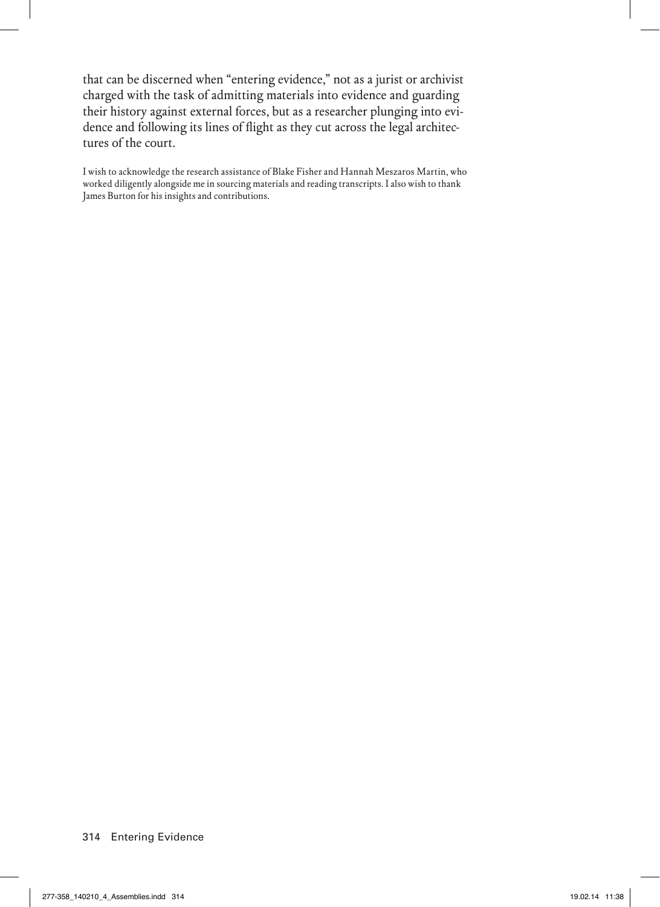that can be discerned when "entering evidence," not as a jurist or archivist charged with the task of admitting materials into evidence and guarding their history against external forces, but as a researcher plunging into evidence and following its lines of flight as they cut across the legal architectures of the court.

I wish to acknowledge the research assistance of Blake Fisher and Hannah Meszaros Martin, who worked diligently alongside me in sourcing materials and reading transcripts. I also wish to thank James Burton for his insights and contributions.